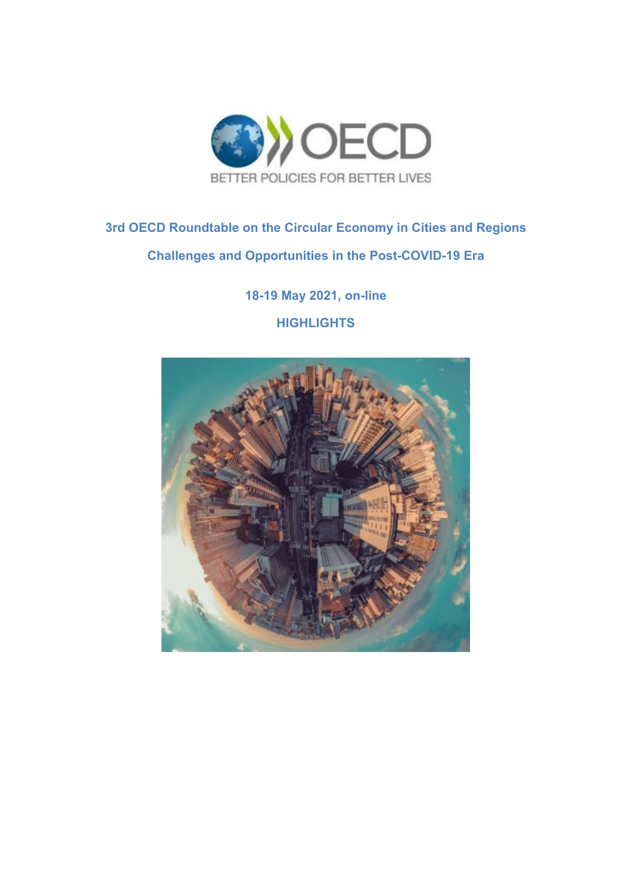OECD

BETTER POLICIES FOR BETTER LIVES

# 3rd OECD Roundtable on the Circular Economy in Cities and Regions

## Challenges and Opportunities in the Post-COVID-19 Era

**18-19 May 2021, on-line**

**HIGHLIGHTS**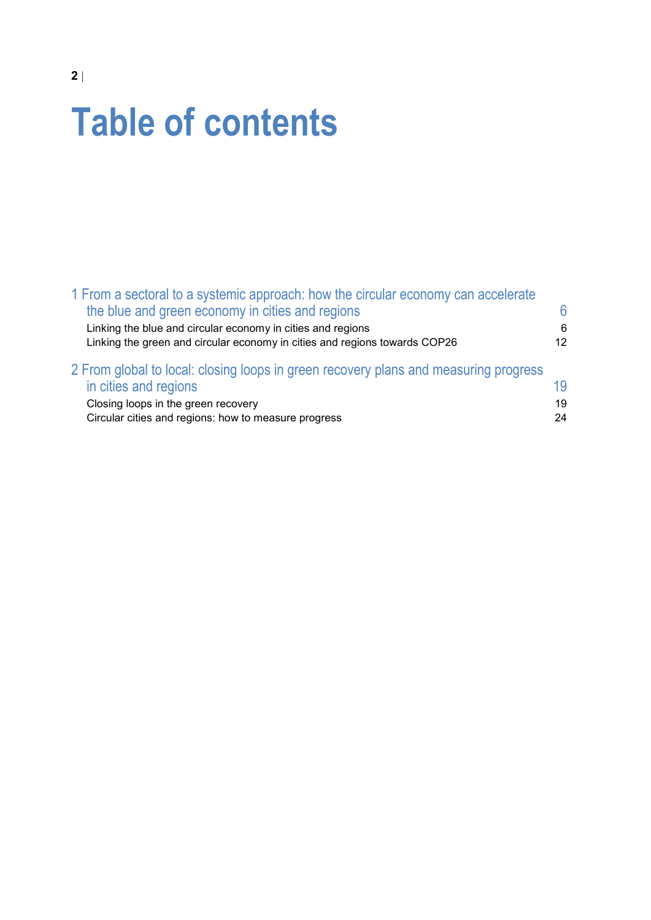# Table of contents

| | |
|---|---|
| 1 From a sectoral to a systemic approach: how the circular economy can accelerate the blue and green economy in cities and regions | 6 |
| Linking the blue and circular economy in cities and regions | 6 |
| Linking the green and circular economy in cities and regions towards COP26 | 12 |
| 2 From global to local: closing loops in green recovery plans and measuring progress in cities and regions | 19 |
| Closing loops in the green recovery | 19 |
| Circular cities and regions: how to measure progress | 24 |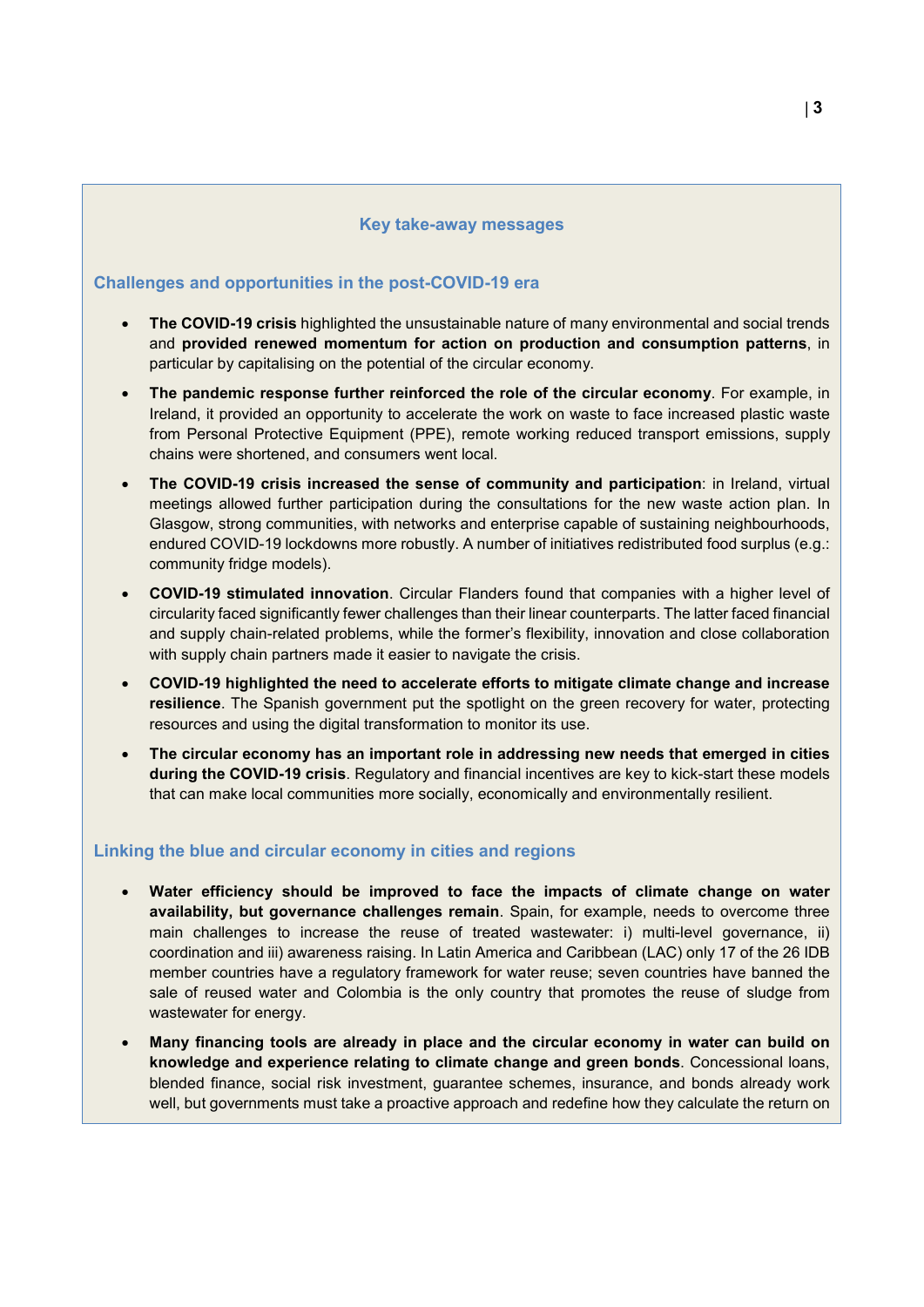## Key take-away messages

### Challenges and opportunities in the post-COVID-19 era

- **The COVID-19 crisis** highlighted the unsustainable nature of many environmental and social trends and **provided renewed momentum for action on production and consumption patterns**, in particular by capitalising on the potential of the circular economy.
- **The pandemic response further reinforced the role of the circular economy**. For example, in Ireland, it provided an opportunity to accelerate the work on waste to face increased plastic waste from Personal Protective Equipment (PPE), remote working reduced transport emissions, supply chains were shortened, and consumers went local.
- **The COVID-19 crisis increased the sense of community and participation**: in Ireland, virtual meetings allowed further participation during the consultations for the new waste action plan. In Glasgow, strong communities, with networks and enterprise capable of sustaining neighbourhoods, endured COVID-19 lockdowns more robustly. A number of initiatives redistributed food surplus (e.g.: community fridge models).
- **COVID-19 stimulated innovation**. Circular Flanders found that companies with a higher level of circularity faced significantly fewer challenges than their linear counterparts. The latter faced financial and supply chain-related problems, while the former's flexibility, innovation and close collaboration with supply chain partners made it easier to navigate the crisis.
- **COVID-19 highlighted the need to accelerate efforts to mitigate climate change and increase resilience**. The Spanish government put the spotlight on the green recovery for water, protecting resources and using the digital transformation to monitor its use.
- **The circular economy has an important role in addressing new needs that emerged in cities during the COVID-19 crisis**. Regulatory and financial incentives are key to kick-start these models that can make local communities more socially, economically and environmentally resilient.

### Linking the blue and circular economy in cities and regions

- **Water efficiency should be improved to face the impacts of climate change on water availability, but governance challenges remain**. Spain, for example, needs to overcome three main challenges to increase the reuse of treated wastewater: i) multi-level governance, ii) coordination and iii) awareness raising. In Latin America and Caribbean (LAC) only 17 of the 26 IDB member countries have a regulatory framework for water reuse; seven countries have banned the sale of reused water and Colombia is the only country that promotes the reuse of sludge from wastewater for energy.
- **Many financing tools are already in place and the circular economy in water can build on knowledge and experience relating to climate change and green bonds**. Concessional loans, blended finance, social risk investment, guarantee schemes, insurance, and bonds already work well, but governments must take a proactive approach and redefine how they calculate the return on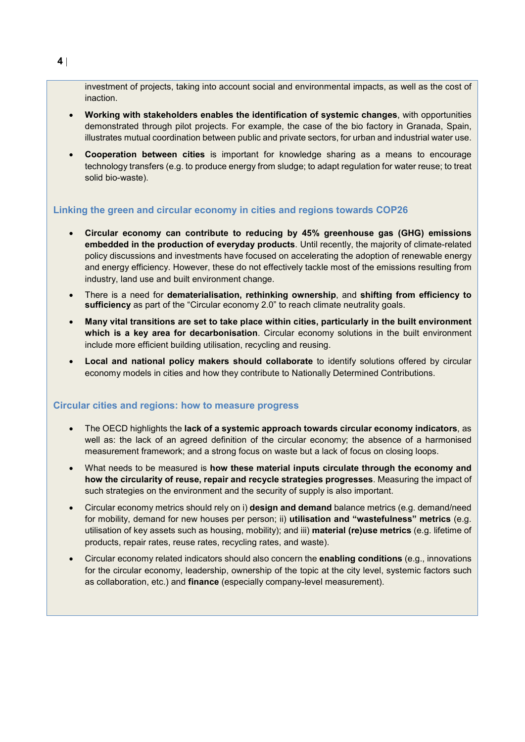investment of projects, taking into account social and environmental impacts, as well as the cost of inaction.

- **Working with stakeholders enables the identification of systemic changes**, with opportunities demonstrated through pilot projects. For example, the case of the bio factory in Granada, Spain, illustrates mutual coordination between public and private sectors, for urban and industrial water use.
- **Cooperation between cities** is important for knowledge sharing as a means to encourage technology transfers (e.g. to produce energy from sludge; to adapt regulation for water reuse; to treat solid bio-waste).

### Linking the green and circular economy in cities and regions towards COP26

- **Circular economy can contribute to reducing by 45% greenhouse gas (GHG) emissions embedded in the production of everyday products**. Until recently, the majority of climate-related policy discussions and investments have focused on accelerating the adoption of renewable energy and energy efficiency. However, these do not effectively tackle most of the emissions resulting from industry, land use and built environment change.
- There is a need for **dematerialisation, rethinking ownership**, and **shifting from efficiency to sufficiency** as part of the "Circular economy 2.0" to reach climate neutrality goals.
- **Many vital transitions are set to take place within cities, particularly in the built environment which is a key area for decarbonisation**. Circular economy solutions in the built environment include more efficient building utilisation, recycling and reusing.
- **Local and national policy makers should collaborate** to identify solutions offered by circular economy models in cities and how they contribute to Nationally Determined Contributions.

### Circular cities and regions: how to measure progress

- The OECD highlights the **lack of a systemic approach towards circular economy indicators**, as well as: the lack of an agreed definition of the circular economy; the absence of a harmonised measurement framework; and a strong focus on waste but a lack of focus on closing loops.
- What needs to be measured is **how these material inputs circulate through the economy and how the circularity of reuse, repair and recycle strategies progresses**. Measuring the impact of such strategies on the environment and the security of supply is also important.
- Circular economy metrics should rely on i) **design and demand** balance metrics (e.g. demand/need for mobility, demand for new houses per person; ii) **utilisation and "wastefulness" metrics** (e.g. utilisation of key assets such as housing, mobility); and iii) **material (re)use metrics** (e.g. lifetime of products, repair rates, reuse rates, recycling rates, and waste).
- Circular economy related indicators should also concern the **enabling conditions** (e.g., innovations for the circular economy, leadership, ownership of the topic at the city level, systemic factors such as collaboration, etc.) and **finance** (especially company-level measurement).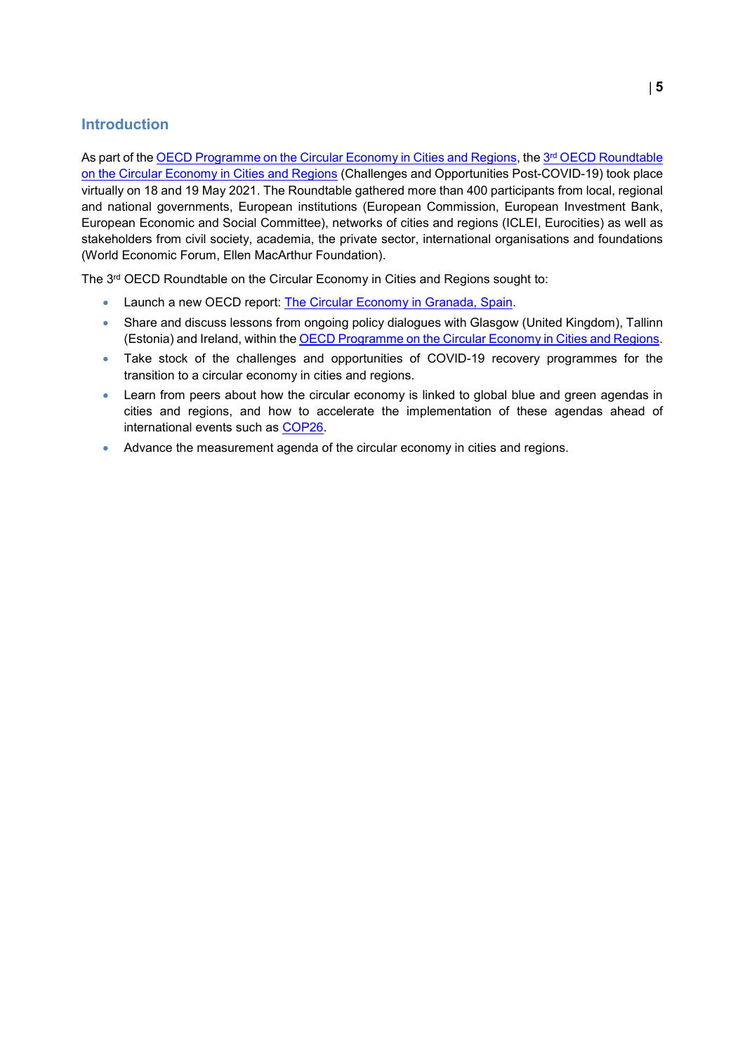## Introduction

As part of the OECD Programme on the Circular Economy in Cities and Regions, the 3rd OECD Roundtable on the Circular Economy in Cities and Regions (Challenges and Opportunities Post-COVID-19) took place virtually on 18 and 19 May 2021. The Roundtable gathered more than 400 participants from local, regional and national governments, European institutions (European Commission, European Investment Bank, European Economic and Social Committee), networks of cities and regions (ICLEI, Eurocities) as well as stakeholders from civil society, academia, the private sector, international organisations and foundations (World Economic Forum, Ellen MacArthur Foundation).

The 3rd OECD Roundtable on the Circular Economy in Cities and Regions sought to:

- Launch a new OECD report: The Circular Economy in Granada, Spain.
- Share and discuss lessons from ongoing policy dialogues with Glasgow (United Kingdom), Tallinn (Estonia) and Ireland, within the OECD Programme on the Circular Economy in Cities and Regions.
- Take stock of the challenges and opportunities of COVID-19 recovery programmes for the transition to a circular economy in cities and regions.
- Learn from peers about how the circular economy is linked to global blue and green agendas in cities and regions, and how to accelerate the implementation of these agendas ahead of international events such as COP26.
- Advance the measurement agenda of the circular economy in cities and regions.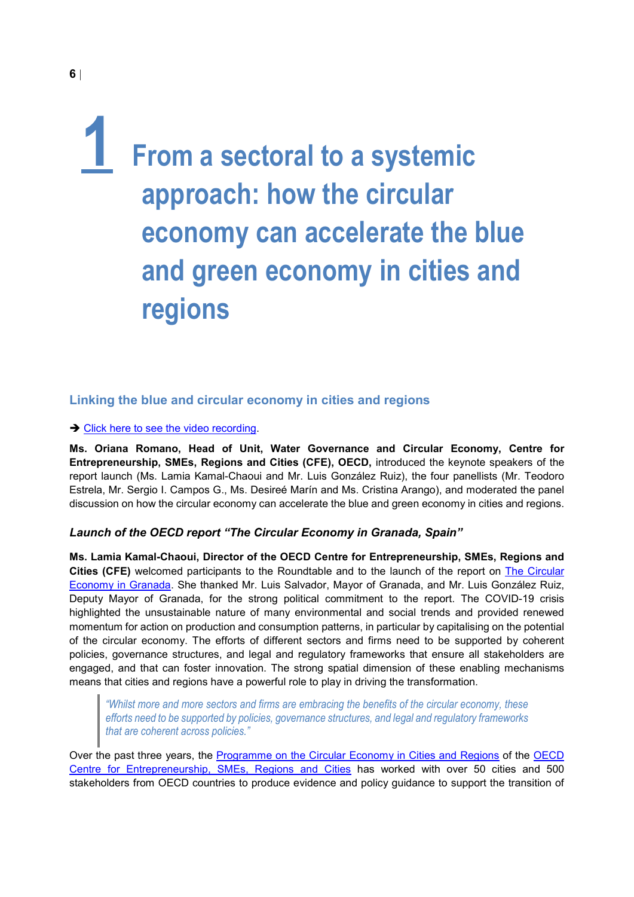# 1 From a sectoral to a systemic approach: how the circular economy can accelerate the blue and green economy in cities and regions

## Linking the blue and circular economy in cities and regions

➔ Click here to see the video recording.

**Ms. Oriana Romano, Head of Unit, Water Governance and Circular Economy, Centre for Entrepreneurship, SMEs, Regions and Cities (CFE), OECD,** introduced the keynote speakers of the report launch (Ms. Lamia Kamal-Chaoui and Mr. Luis González Ruiz), the four panellists (Mr. Teodoro Estrela, Mr. Sergio I. Campos G., Ms. Desireé Marín and Ms. Cristina Arango), and moderated the panel discussion on how the circular economy can accelerate the blue and green economy in cities and regions.

### *Launch of the OECD report "The Circular Economy in Granada, Spain"*

**Ms. Lamia Kamal-Chaoui, Director of the OECD Centre for Entrepreneurship, SMEs, Regions and Cities (CFE)** welcomed participants to the Roundtable and to the launch of the report on The Circular Economy in Granada. She thanked Mr. Luis Salvador, Mayor of Granada, and Mr. Luis González Ruiz, Deputy Mayor of Granada, for the strong political commitment to the report. The COVID-19 crisis highlighted the unsustainable nature of many environmental and social trends and provided renewed momentum for action on production and consumption patterns, in particular by capitalising on the potential of the circular economy. The efforts of different sectors and firms need to be supported by coherent policies, governance structures, and legal and regulatory frameworks that ensure all stakeholders are engaged, and that can foster innovation. The strong spatial dimension of these enabling mechanisms means that cities and regions have a powerful role to play in driving the transformation.

> *"Whilst more and more sectors and firms are embracing the benefits of the circular economy, these efforts need to be supported by policies, governance structures, and legal and regulatory frameworks that are coherent across policies."*

Over the past three years, the Programme on the Circular Economy in Cities and Regions of the OECD Centre for Entrepreneurship, SMEs, Regions and Cities has worked with over 50 cities and 500 stakeholders from OECD countries to produce evidence and policy guidance to support the transition of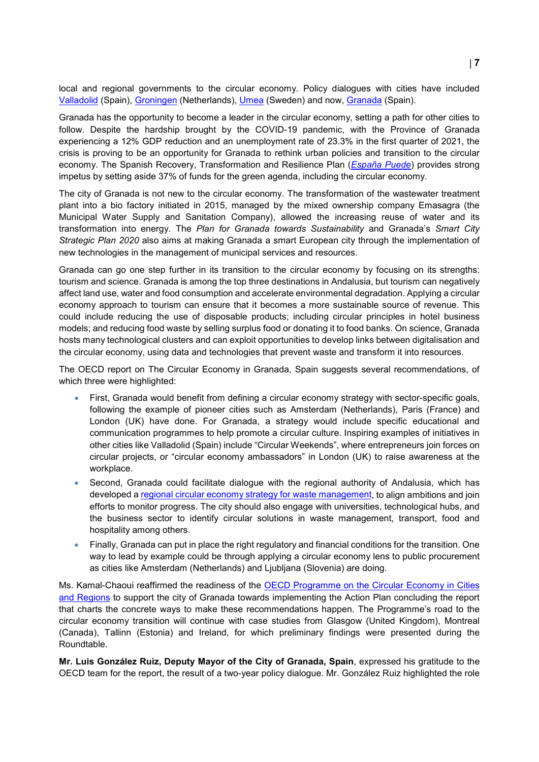local and regional governments to the circular economy. Policy dialogues with cities have included Valladolid (Spain), Groningen (Netherlands), Umea (Sweden) and now, Granada (Spain).

Granada has the opportunity to become a leader in the circular economy, setting a path for other cities to follow. Despite the hardship brought by the COVID-19 pandemic, with the Province of Granada experiencing a 12% GDP reduction and an unemployment rate of 23.3% in the first quarter of 2021, the crisis is proving to be an opportunity for Granada to rethink urban policies and transition to the circular economy. The Spanish Recovery, Transformation and Resilience Plan (*España Puede*) provides strong impetus by setting aside 37% of funds for the green agenda, including the circular economy.

The city of Granada is not new to the circular economy. The transformation of the wastewater treatment plant into a bio factory initiated in 2015, managed by the mixed ownership company Emasagra (the Municipal Water Supply and Sanitation Company), allowed the increasing reuse of water and its transformation into energy. The *Plan for Granada towards Sustainability* and Granada's *Smart City Strategic Plan 2020* also aims at making Granada a smart European city through the implementation of new technologies in the management of municipal services and resources.

Granada can go one step further in its transition to the circular economy by focusing on its strengths: tourism and science. Granada is among the top three destinations in Andalusia, but tourism can negatively affect land use, water and food consumption and accelerate environmental degradation. Applying a circular economy approach to tourism can ensure that it becomes a more sustainable source of revenue. This could include reducing the use of disposable products; including circular principles in hotel business models; and reducing food waste by selling surplus food or donating it to food banks. On science, Granada hosts many technological clusters and can exploit opportunities to develop links between digitalisation and the circular economy, using data and technologies that prevent waste and transform it into resources.

The OECD report on The Circular Economy in Granada, Spain suggests several recommendations, of which three were highlighted:

- First, Granada would benefit from defining a circular economy strategy with sector-specific goals, following the example of pioneer cities such as Amsterdam (Netherlands), Paris (France) and London (UK) have done. For Granada, a strategy would include specific educational and communication programmes to help promote a circular culture. Inspiring examples of initiatives in other cities like Valladolid (Spain) include "Circular Weekends", where entrepreneurs join forces on circular projects, or "circular economy ambassadors" in London (UK) to raise awareness at the workplace.
- Second, Granada could facilitate dialogue with the regional authority of Andalusia, which has developed a regional circular economy strategy for waste management, to align ambitions and join efforts to monitor progress. The city should also engage with universities, technological hubs, and the business sector to identify circular solutions in waste management, transport, food and hospitality among others.
- Finally, Granada can put in place the right regulatory and financial conditions for the transition. One way to lead by example could be through applying a circular economy lens to public procurement as cities like Amsterdam (Netherlands) and Ljubljana (Slovenia) are doing.

Ms. Kamal-Chaoui reaffirmed the readiness of the OECD Programme on the Circular Economy in Cities and Regions to support the city of Granada towards implementing the Action Plan concluding the report that charts the concrete ways to make these recommendations happen. The Programme's road to the circular economy transition will continue with case studies from Glasgow (United Kingdom), Montreal (Canada), Tallinn (Estonia) and Ireland, for which preliminary findings were presented during the Roundtable.

**Mr. Luis González Ruiz, Deputy Mayor of the City of Granada, Spain**, expressed his gratitude to the OECD team for the report, the result of a two-year policy dialogue. Mr. González Ruiz highlighted the role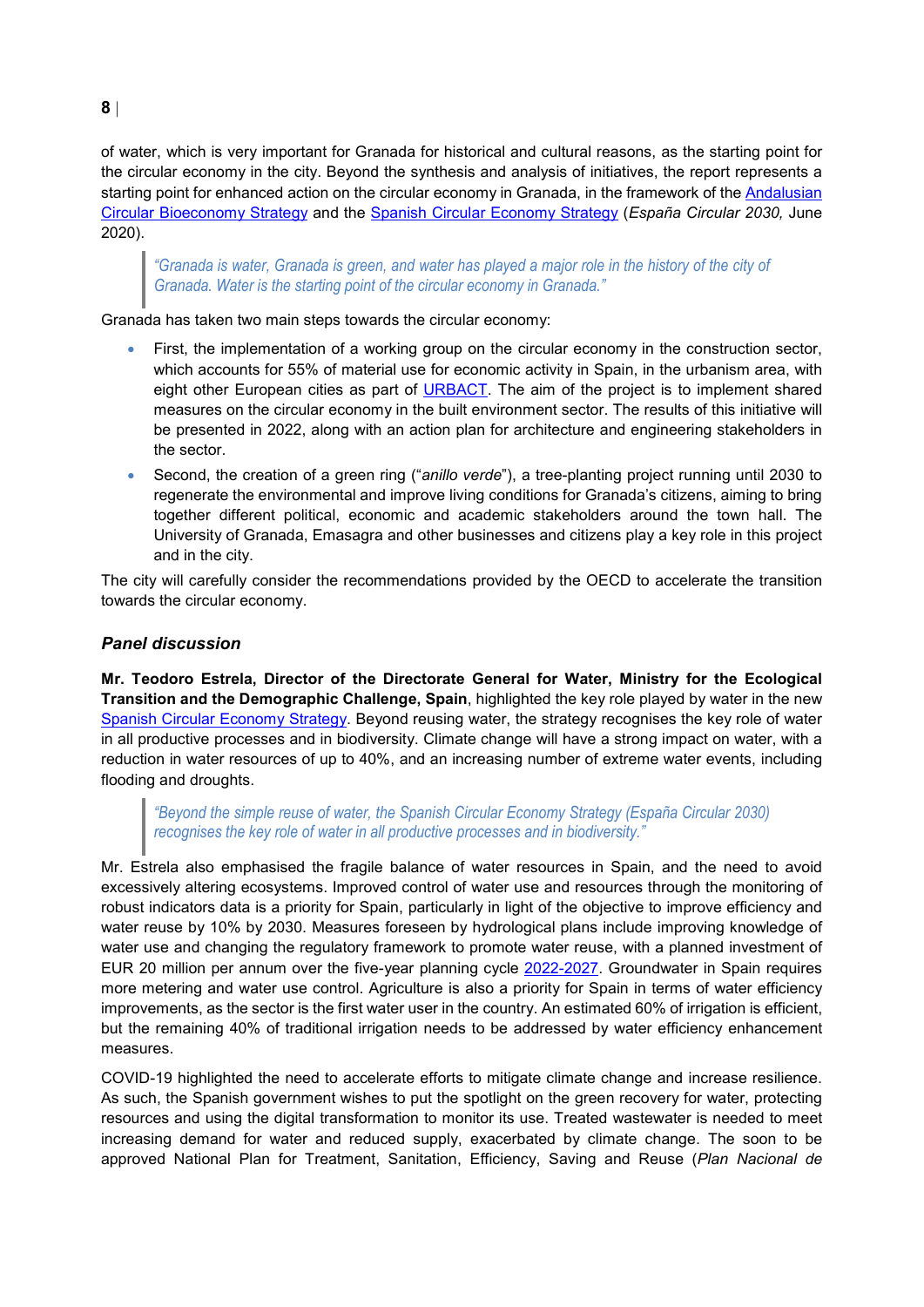of water, which is very important for Granada for historical and cultural reasons, as the starting point for the circular economy in the city. Beyond the synthesis and analysis of initiatives, the report represents a starting point for enhanced action on the circular economy in Granada, in the framework of the Andalusian Circular Bioeconomy Strategy and the Spanish Circular Economy Strategy (*España Circular 2030,* June 2020).

> *"Granada is water, Granada is green, and water has played a major role in the history of the city of Granada. Water is the starting point of the circular economy in Granada."*

Granada has taken two main steps towards the circular economy:

- First, the implementation of a working group on the circular economy in the construction sector, which accounts for 55% of material use for economic activity in Spain, in the urbanism area, with eight other European cities as part of URBACT. The aim of the project is to implement shared measures on the circular economy in the built environment sector. The results of this initiative will be presented in 2022, along with an action plan for architecture and engineering stakeholders in the sector.
- Second, the creation of a green ring ("*anillo verde*"), a tree-planting project running until 2030 to regenerate the environmental and improve living conditions for Granada's citizens, aiming to bring together different political, economic and academic stakeholders around the town hall. The University of Granada, Emasagra and other businesses and citizens play a key role in this project and in the city.

The city will carefully consider the recommendations provided by the OECD to accelerate the transition towards the circular economy.

### *Panel discussion*

**Mr. Teodoro Estrela, Director of the Directorate General for Water, Ministry for the Ecological Transition and the Demographic Challenge, Spain**, highlighted the key role played by water in the new Spanish Circular Economy Strategy. Beyond reusing water, the strategy recognises the key role of water in all productive processes and in biodiversity. Climate change will have a strong impact on water, with a reduction in water resources of up to 40%, and an increasing number of extreme water events, including flooding and droughts.

> *"Beyond the simple reuse of water, the Spanish Circular Economy Strategy (España Circular 2030) recognises the key role of water in all productive processes and in biodiversity."*

Mr. Estrela also emphasised the fragile balance of water resources in Spain, and the need to avoid excessively altering ecosystems. Improved control of water use and resources through the monitoring of robust indicators data is a priority for Spain, particularly in light of the objective to improve efficiency and water reuse by 10% by 2030. Measures foreseen by hydrological plans include improving knowledge of water use and changing the regulatory framework to promote water reuse, with a planned investment of EUR 20 million per annum over the five-year planning cycle 2022-2027. Groundwater in Spain requires more metering and water use control. Agriculture is also a priority for Spain in terms of water efficiency improvements, as the sector is the first water user in the country. An estimated 60% of irrigation is efficient, but the remaining 40% of traditional irrigation needs to be addressed by water efficiency enhancement measures.

COVID-19 highlighted the need to accelerate efforts to mitigate climate change and increase resilience. As such, the Spanish government wishes to put the spotlight on the green recovery for water, protecting resources and using the digital transformation to monitor its use. Treated wastewater is needed to meet increasing demand for water and reduced supply, exacerbated by climate change. The soon to be approved National Plan for Treatment, Sanitation, Efficiency, Saving and Reuse (*Plan Nacional de*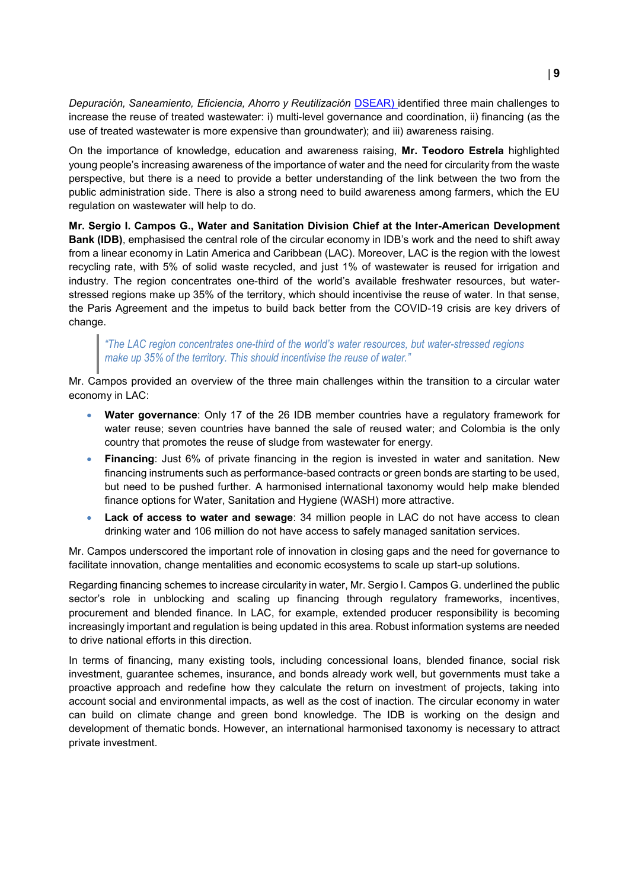*Depuración, Saneamiento, Eficiencia, Ahorro y Reutilización* DSEAR) identified three main challenges to increase the reuse of treated wastewater: i) multi-level governance and coordination, ii) financing (as the use of treated wastewater is more expensive than groundwater); and iii) awareness raising.

On the importance of knowledge, education and awareness raising, **Mr. Teodoro Estrela** highlighted young people's increasing awareness of the importance of water and the need for circularity from the waste perspective, but there is a need to provide a better understanding of the link between the two from the public administration side. There is also a strong need to build awareness among farmers, which the EU regulation on wastewater will help to do.

**Mr. Sergio I. Campos G., Water and Sanitation Division Chief at the Inter-American Development Bank (IDB)**, emphasised the central role of the circular economy in IDB's work and the need to shift away from a linear economy in Latin America and Caribbean (LAC). Moreover, LAC is the region with the lowest recycling rate, with 5% of solid waste recycled, and just 1% of wastewater is reused for irrigation and industry. The region concentrates one-third of the world's available freshwater resources, but water-stressed regions make up 35% of the territory, which should incentivise the reuse of water. In that sense, the Paris Agreement and the impetus to build back better from the COVID-19 crisis are key drivers of change.

> *"The LAC region concentrates one-third of the world's water resources, but water-stressed regions make up 35% of the territory. This should incentivise the reuse of water."*

Mr. Campos provided an overview of the three main challenges within the transition to a circular water economy in LAC:

- **Water governance**: Only 17 of the 26 IDB member countries have a regulatory framework for water reuse; seven countries have banned the sale of reused water; and Colombia is the only country that promotes the reuse of sludge from wastewater for energy.
- **Financing**: Just 6% of private financing in the region is invested in water and sanitation. New financing instruments such as performance-based contracts or green bonds are starting to be used, but need to be pushed further. A harmonised international taxonomy would help make blended finance options for Water, Sanitation and Hygiene (WASH) more attractive.
- **Lack of access to water and sewage**: 34 million people in LAC do not have access to clean drinking water and 106 million do not have access to safely managed sanitation services.

Mr. Campos underscored the important role of innovation in closing gaps and the need for governance to facilitate innovation, change mentalities and economic ecosystems to scale up start-up solutions.

Regarding financing schemes to increase circularity in water, Mr. Sergio I. Campos G. underlined the public sector's role in unblocking and scaling up financing through regulatory frameworks, incentives, procurement and blended finance. In LAC, for example, extended producer responsibility is becoming increasingly important and regulation is being updated in this area. Robust information systems are needed to drive national efforts in this direction.

In terms of financing, many existing tools, including concessional loans, blended finance, social risk investment, guarantee schemes, insurance, and bonds already work well, but governments must take a proactive approach and redefine how they calculate the return on investment of projects, taking into account social and environmental impacts, as well as the cost of inaction. The circular economy in water can build on climate change and green bond knowledge. The IDB is working on the design and development of thematic bonds. However, an international harmonised taxonomy is necessary to attract private investment.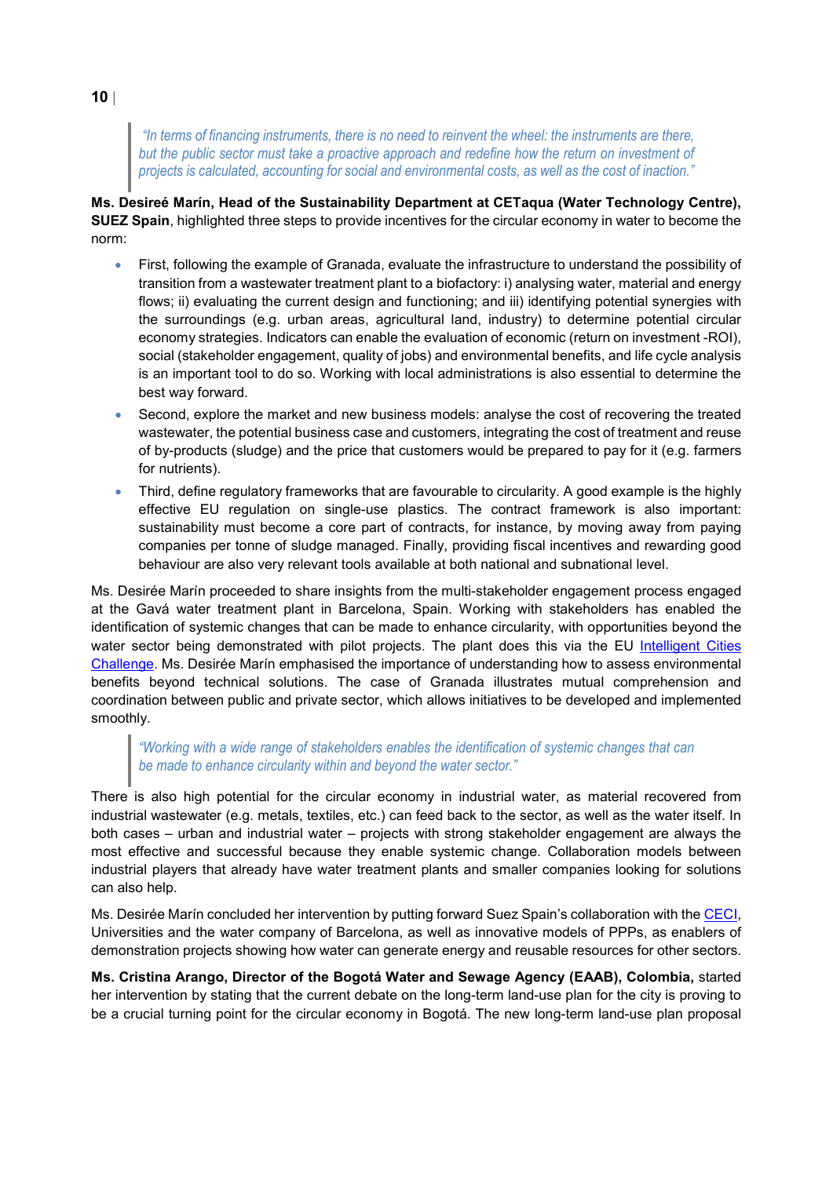> *"In terms of financing instruments, there is no need to reinvent the wheel: the instruments are there, but the public sector must take a proactive approach and redefine how the return on investment of projects is calculated, accounting for social and environmental costs, as well as the cost of inaction."*

**Ms. Desireé Marín, Head of the Sustainability Department at CETaqua (Water Technology Centre), SUEZ Spain**, highlighted three steps to provide incentives for the circular economy in water to become the norm:

- First, following the example of Granada, evaluate the infrastructure to understand the possibility of transition from a wastewater treatment plant to a biofactory: i) analysing water, material and energy flows; ii) evaluating the current design and functioning; and iii) identifying potential synergies with the surroundings (e.g. urban areas, agricultural land, industry) to determine potential circular economy strategies. Indicators can enable the evaluation of economic (return on investment -ROI), social (stakeholder engagement, quality of jobs) and environmental benefits, and life cycle analysis is an important tool to do so. Working with local administrations is also essential to determine the best way forward.
- Second, explore the market and new business models: analyse the cost of recovering the treated wastewater, the potential business case and customers, integrating the cost of treatment and reuse of by-products (sludge) and the price that customers would be prepared to pay for it (e.g. farmers for nutrients).
- Third, define regulatory frameworks that are favourable to circularity. A good example is the highly effective EU regulation on single-use plastics. The contract framework is also important: sustainability must become a core part of contracts, for instance, by moving away from paying companies per tonne of sludge managed. Finally, providing fiscal incentives and rewarding good behaviour are also very relevant tools available at both national and subnational level.

Ms. Desirée Marín proceeded to share insights from the multi-stakeholder engagement process engaged at the Gavá water treatment plant in Barcelona, Spain. Working with stakeholders has enabled the identification of systemic changes that can be made to enhance circularity, with opportunities beyond the water sector being demonstrated with pilot projects. The plant does this via the EU Intelligent Cities Challenge. Ms. Desirée Marín emphasised the importance of understanding how to assess environmental benefits beyond technical solutions. The case of Granada illustrates mutual comprehension and coordination between public and private sector, which allows initiatives to be developed and implemented smoothly.

> *"Working with a wide range of stakeholders enables the identification of systemic changes that can be made to enhance circularity within and beyond the water sector."*

There is also high potential for the circular economy in industrial water, as material recovered from industrial wastewater (e.g. metals, textiles, etc.) can feed back to the sector, as well as the water itself. In both cases – urban and industrial water – projects with strong stakeholder engagement are always the most effective and successful because they enable systemic change. Collaboration models between industrial players that already have water treatment plants and smaller companies looking for solutions can also help.

Ms. Desirée Marín concluded her intervention by putting forward Suez Spain's collaboration with the CECI, Universities and the water company of Barcelona, as well as innovative models of PPPs, as enablers of demonstration projects showing how water can generate energy and reusable resources for other sectors.

**Ms. Cristina Arango, Director of the Bogotá Water and Sewage Agency (EAAB), Colombia,** started her intervention by stating that the current debate on the long-term land-use plan for the city is proving to be a crucial turning point for the circular economy in Bogotá. The new long-term land-use plan proposal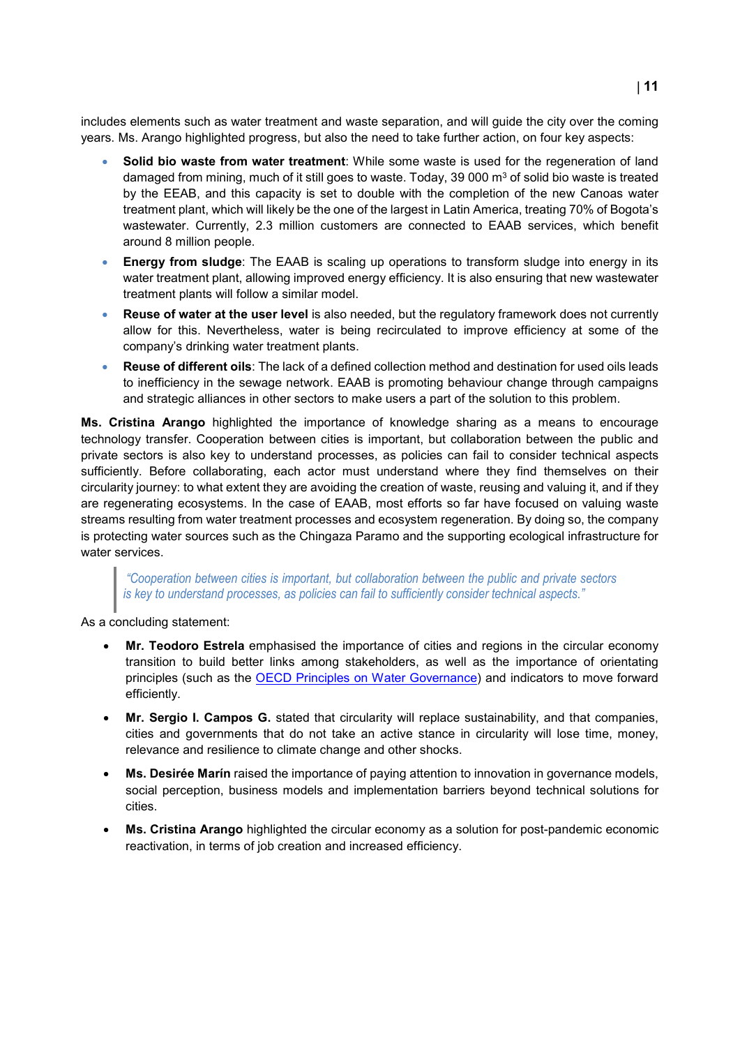includes elements such as water treatment and waste separation, and will guide the city over the coming years. Ms. Arango highlighted progress, but also the need to take further action, on four key aspects:

- **Solid bio waste from water treatment**: While some waste is used for the regeneration of land damaged from mining, much of it still goes to waste. Today, 39 000 $m^3$ of solid bio waste is treated by the EEAB, and this capacity is set to double with the completion of the new Canoas water treatment plant, which will likely be the one of the largest in Latin America, treating 70% of Bogota's wastewater. Currently, 2.3 million customers are connected to EAAB services, which benefit around 8 million people.
- **Energy from sludge**: The EAAB is scaling up operations to transform sludge into energy in its water treatment plant, allowing improved energy efficiency. It is also ensuring that new wastewater treatment plants will follow a similar model.
- **Reuse of water at the user level** is also needed, but the regulatory framework does not currently allow for this. Nevertheless, water is being recirculated to improve efficiency at some of the company's drinking water treatment plants.
- **Reuse of different oils**: The lack of a defined collection method and destination for used oils leads to inefficiency in the sewage network. EAAB is promoting behaviour change through campaigns and strategic alliances in other sectors to make users a part of the solution to this problem.

**Ms. Cristina Arango** highlighted the importance of knowledge sharing as a means to encourage technology transfer. Cooperation between cities is important, but collaboration between the public and private sectors is also key to understand processes, as policies can fail to consider technical aspects sufficiently. Before collaborating, each actor must understand where they find themselves on their circularity journey: to what extent they are avoiding the creation of waste, reusing and valuing it, and if they are regenerating ecosystems. In the case of EAAB, most efforts so far have focused on valuing waste streams resulting from water treatment processes and ecosystem regeneration. By doing so, the company is protecting water sources such as the Chingaza Paramo and the supporting ecological infrastructure for water services.

> *"Cooperation between cities is important, but collaboration between the public and private sectors is key to understand processes, as policies can fail to sufficiently consider technical aspects."*

As a concluding statement:

- **Mr. Teodoro Estrela** emphasised the importance of cities and regions in the circular economy transition to build better links among stakeholders, as well as the importance of orientating principles (such as the OECD Principles on Water Governance) and indicators to move forward efficiently.
- **Mr. Sergio I. Campos G.** stated that circularity will replace sustainability, and that companies, cities and governments that do not take an active stance in circularity will lose time, money, relevance and resilience to climate change and other shocks.
- **Ms. Desirée Marín** raised the importance of paying attention to innovation in governance models, social perception, business models and implementation barriers beyond technical solutions for cities.
- **Ms. Cristina Arango** highlighted the circular economy as a solution for post-pandemic economic reactivation, in terms of job creation and increased efficiency.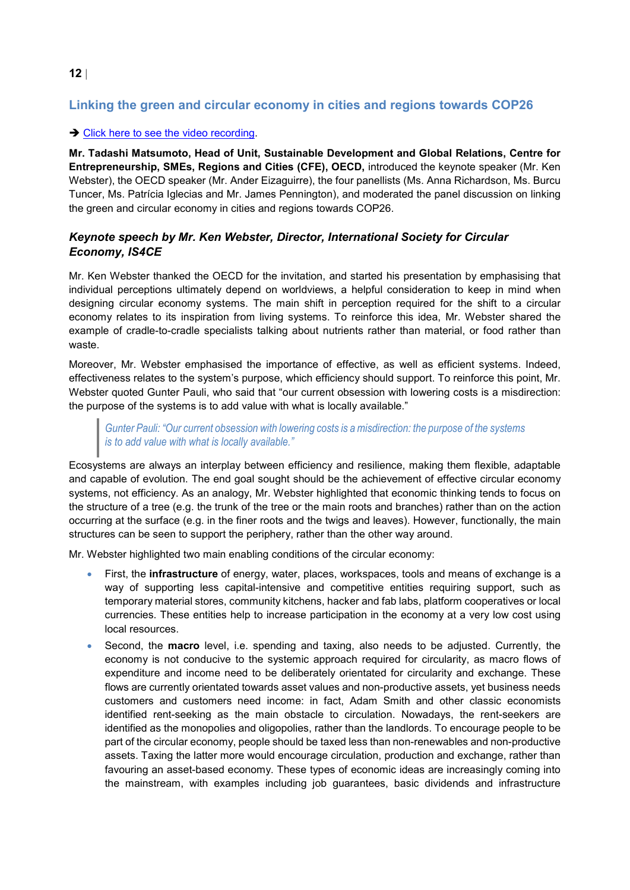## Linking the green and circular economy in cities and regions towards COP26

➔ [Click here to see the video recording](#).

**Mr. Tadashi Matsumoto, Head of Unit, Sustainable Development and Global Relations, Centre for Entrepreneurship, SMEs, Regions and Cities (CFE), OECD,** introduced the keynote speaker (Mr. Ken Webster), the OECD speaker (Mr. Ander Eizaguirre), the four panellists (Ms. Anna Richardson, Ms. Burcu Tuncer, Ms. Patrícia Iglecias and Mr. James Pennington), and moderated the panel discussion on linking the green and circular economy in cities and regions towards COP26.

### *Keynote speech by Mr. Ken Webster, Director, International Society for Circular Economy, IS4CE*

Mr. Ken Webster thanked the OECD for the invitation, and started his presentation by emphasising that individual perceptions ultimately depend on worldviews, a helpful consideration to keep in mind when designing circular economy systems. The main shift in perception required for the shift to a circular economy relates to its inspiration from living systems. To reinforce this idea, Mr. Webster shared the example of cradle-to-cradle specialists talking about nutrients rather than material, or food rather than waste.

Moreover, Mr. Webster emphasised the importance of effective, as well as efficient systems. Indeed, effectiveness relates to the system's purpose, which efficiency should support. To reinforce this point, Mr. Webster quoted Gunter Pauli, who said that "our current obsession with lowering costs is a misdirection: the purpose of the systems is to add value with what is locally available."

> *Gunter Pauli: "Our current obsession with lowering costs is a misdirection: the purpose of the systems is to add value with what is locally available."*

Ecosystems are always an interplay between efficiency and resilience, making them flexible, adaptable and capable of evolution. The end goal sought should be the achievement of effective circular economy systems, not efficiency. As an analogy, Mr. Webster highlighted that economic thinking tends to focus on the structure of a tree (e.g. the trunk of the tree or the main roots and branches) rather than on the action occurring at the surface (e.g. in the finer roots and the twigs and leaves). However, functionally, the main structures can be seen to support the periphery, rather than the other way around.

Mr. Webster highlighted two main enabling conditions of the circular economy:

- First, the **infrastructure** of energy, water, places, workspaces, tools and means of exchange is a way of supporting less capital-intensive and competitive entities requiring support, such as temporary material stores, community kitchens, hacker and fab labs, platform cooperatives or local currencies. These entities help to increase participation in the economy at a very low cost using local resources.
- Second, the **macro** level, i.e. spending and taxing, also needs to be adjusted. Currently, the economy is not conducive to the systemic approach required for circularity, as macro flows of expenditure and income need to be deliberately orientated for circularity and exchange. These flows are currently orientated towards asset values and non-productive assets, yet business needs customers and customers need income: in fact, Adam Smith and other classic economists identified rent-seeking as the main obstacle to circulation. Nowadays, the rent-seekers are identified as the monopolies and oligopolies, rather than the landlords. To encourage people to be part of the circular economy, people should be taxed less than non-renewables and non-productive assets. Taxing the latter more would encourage circulation, production and exchange, rather than favouring an asset-based economy. These types of economic ideas are increasingly coming into the mainstream, with examples including job guarantees, basic dividends and infrastructure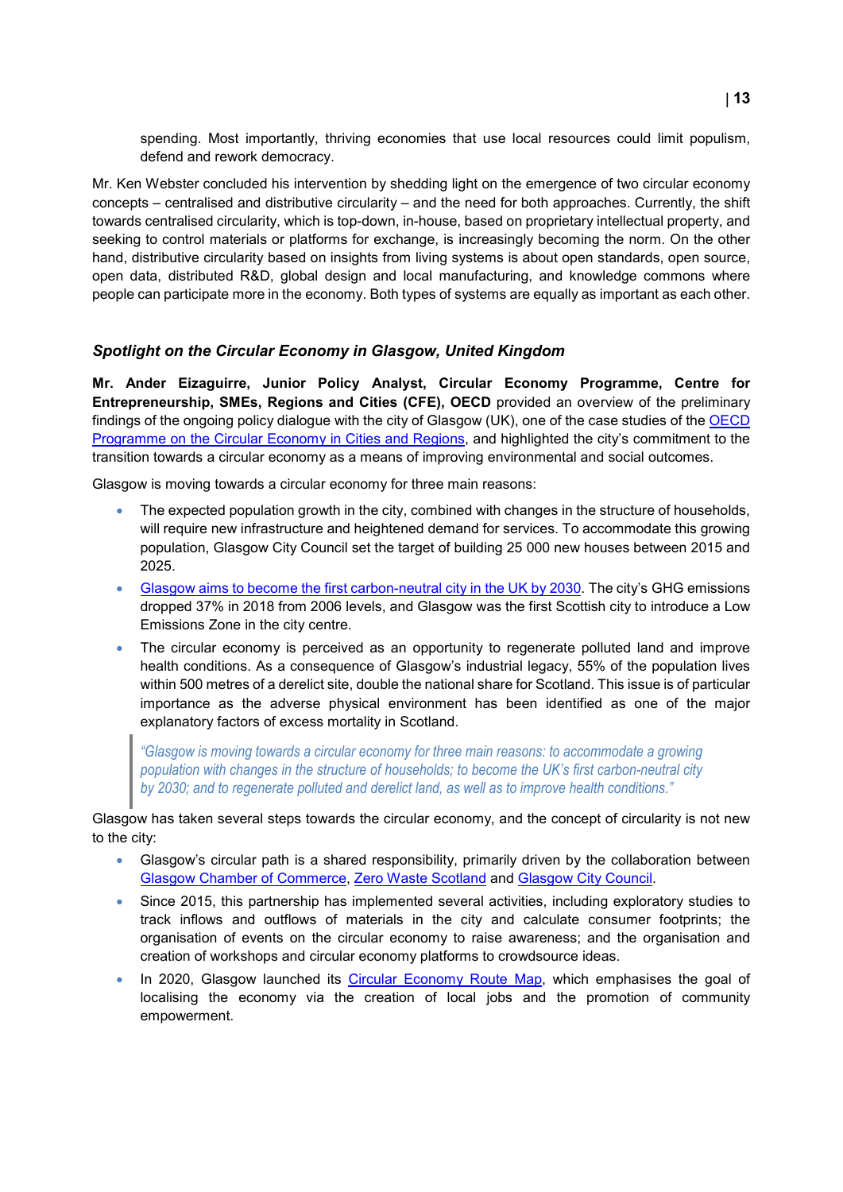spending. Most importantly, thriving economies that use local resources could limit populism, defend and rework democracy.

Mr. Ken Webster concluded his intervention by shedding light on the emergence of two circular economy concepts – centralised and distributive circularity – and the need for both approaches. Currently, the shift towards centralised circularity, which is top-down, in-house, based on proprietary intellectual property, and seeking to control materials or platforms for exchange, is increasingly becoming the norm. On the other hand, distributive circularity based on insights from living systems is about open standards, open source, open data, distributed R&D, global design and local manufacturing, and knowledge commons where people can participate more in the economy. Both types of systems are equally as important as each other.

### *Spotlight on the Circular Economy in Glasgow, United Kingdom*

**Mr. Ander Eizaguirre, Junior Policy Analyst, Circular Economy Programme, Centre for Entrepreneurship, SMEs, Regions and Cities (CFE), OECD** provided an overview of the preliminary findings of the ongoing policy dialogue with the city of Glasgow (UK), one of the case studies of the OECD Programme on the Circular Economy in Cities and Regions, and highlighted the city's commitment to the transition towards a circular economy as a means of improving environmental and social outcomes.

Glasgow is moving towards a circular economy for three main reasons:

- The expected population growth in the city, combined with changes in the structure of households, will require new infrastructure and heightened demand for services. To accommodate this growing population, Glasgow City Council set the target of building 25 000 new houses between 2015 and 2025.
- Glasgow aims to become the first carbon-neutral city in the UK by 2030. The city's GHG emissions dropped 37% in 2018 from 2006 levels, and Glasgow was the first Scottish city to introduce a Low Emissions Zone in the city centre.
- The circular economy is perceived as an opportunity to regenerate polluted land and improve health conditions. As a consequence of Glasgow's industrial legacy, 55% of the population lives within 500 metres of a derelict site, double the national share for Scotland. This issue is of particular importance as the adverse physical environment has been identified as one of the major explanatory factors of excess mortality in Scotland.

> *"Glasgow is moving towards a circular economy for three main reasons: to accommodate a growing population with changes in the structure of households; to become the UK's first carbon-neutral city by 2030; and to regenerate polluted and derelict land, as well as to improve health conditions."*

Glasgow has taken several steps towards the circular economy, and the concept of circularity is not new to the city:

- Glasgow's circular path is a shared responsibility, primarily driven by the collaboration between Glasgow Chamber of Commerce, Zero Waste Scotland and Glasgow City Council.
- Since 2015, this partnership has implemented several activities, including exploratory studies to track inflows and outflows of materials in the city and calculate consumer footprints; the organisation of events on the circular economy to raise awareness; and the organisation and creation of workshops and circular economy platforms to crowdsource ideas.
- In 2020, Glasgow launched its Circular Economy Route Map, which emphasises the goal of localising the economy via the creation of local jobs and the promotion of community empowerment.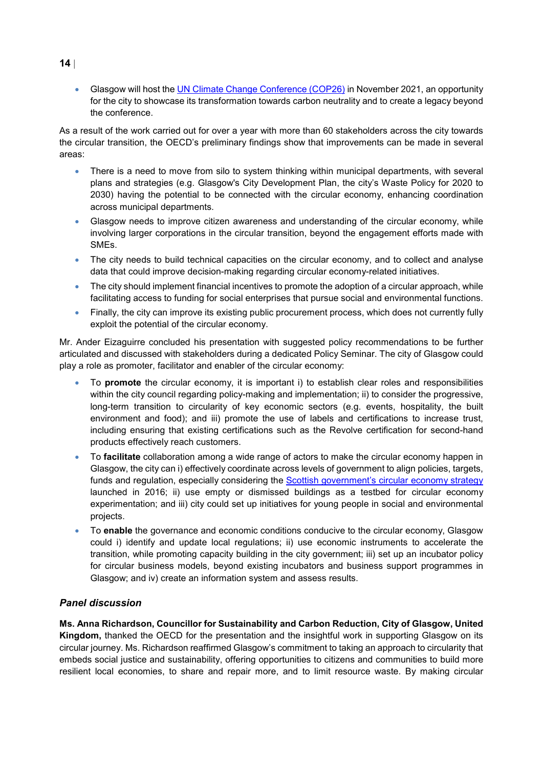- Glasgow will host the [UN Climate Change Conference (COP26)](#) in November 2021, an opportunity for the city to showcase its transformation towards carbon neutrality and to create a legacy beyond the conference.

As a result of the work carried out for over a year with more than 60 stakeholders across the city towards the circular transition, the OECD's preliminary findings show that improvements can be made in several areas:

- There is a need to move from silo to system thinking within municipal departments, with several plans and strategies (e.g. Glasgow's City Development Plan, the city's Waste Policy for 2020 to 2030) having the potential to be connected with the circular economy, enhancing coordination across municipal departments.
- Glasgow needs to improve citizen awareness and understanding of the circular economy, while involving larger corporations in the circular transition, beyond the engagement efforts made with SMEs.
- The city needs to build technical capacities on the circular economy, and to collect and analyse data that could improve decision-making regarding circular economy-related initiatives.
- The city should implement financial incentives to promote the adoption of a circular approach, while facilitating access to funding for social enterprises that pursue social and environmental functions.
- Finally, the city can improve its existing public procurement process, which does not currently fully exploit the potential of the circular economy.

Mr. Ander Eizaguirre concluded his presentation with suggested policy recommendations to be further articulated and discussed with stakeholders during a dedicated Policy Seminar. The city of Glasgow could play a role as promoter, facilitator and enabler of the circular economy:

- To **promote** the circular economy, it is important i) to establish clear roles and responsibilities within the city council regarding policy-making and implementation; ii) to consider the progressive, long-term transition to circularity of key economic sectors (e.g. events, hospitality, the built environment and food); and iii) promote the use of labels and certifications to increase trust, including ensuring that existing certifications such as the Revolve certification for second-hand products effectively reach customers.
- To **facilitate** collaboration among a wide range of actors to make the circular economy happen in Glasgow, the city can i) effectively coordinate across levels of government to align policies, targets, funds and regulation, especially considering the [Scottish government's circular economy strategy](#) launched in 2016; ii) use empty or dismissed buildings as a testbed for circular economy experimentation; and iii) city could set up initiatives for young people in social and environmental projects.
- To **enable** the governance and economic conditions conducive to the circular economy, Glasgow could i) identify and update local regulations; ii) use economic instruments to accelerate the transition, while promoting capacity building in the city government; iii) set up an incubator policy for circular business models, beyond existing incubators and business support programmes in Glasgow; and iv) create an information system and assess results.

### *Panel discussion*

**Ms. Anna Richardson, Councillor for Sustainability and Carbon Reduction, City of Glasgow, United Kingdom,** thanked the OECD for the presentation and the insightful work in supporting Glasgow on its circular journey. Ms. Richardson reaffirmed Glasgow's commitment to taking an approach to circularity that embeds social justice and sustainability, offering opportunities to citizens and communities to build more resilient local economies, to share and repair more, and to limit resource waste. By making circular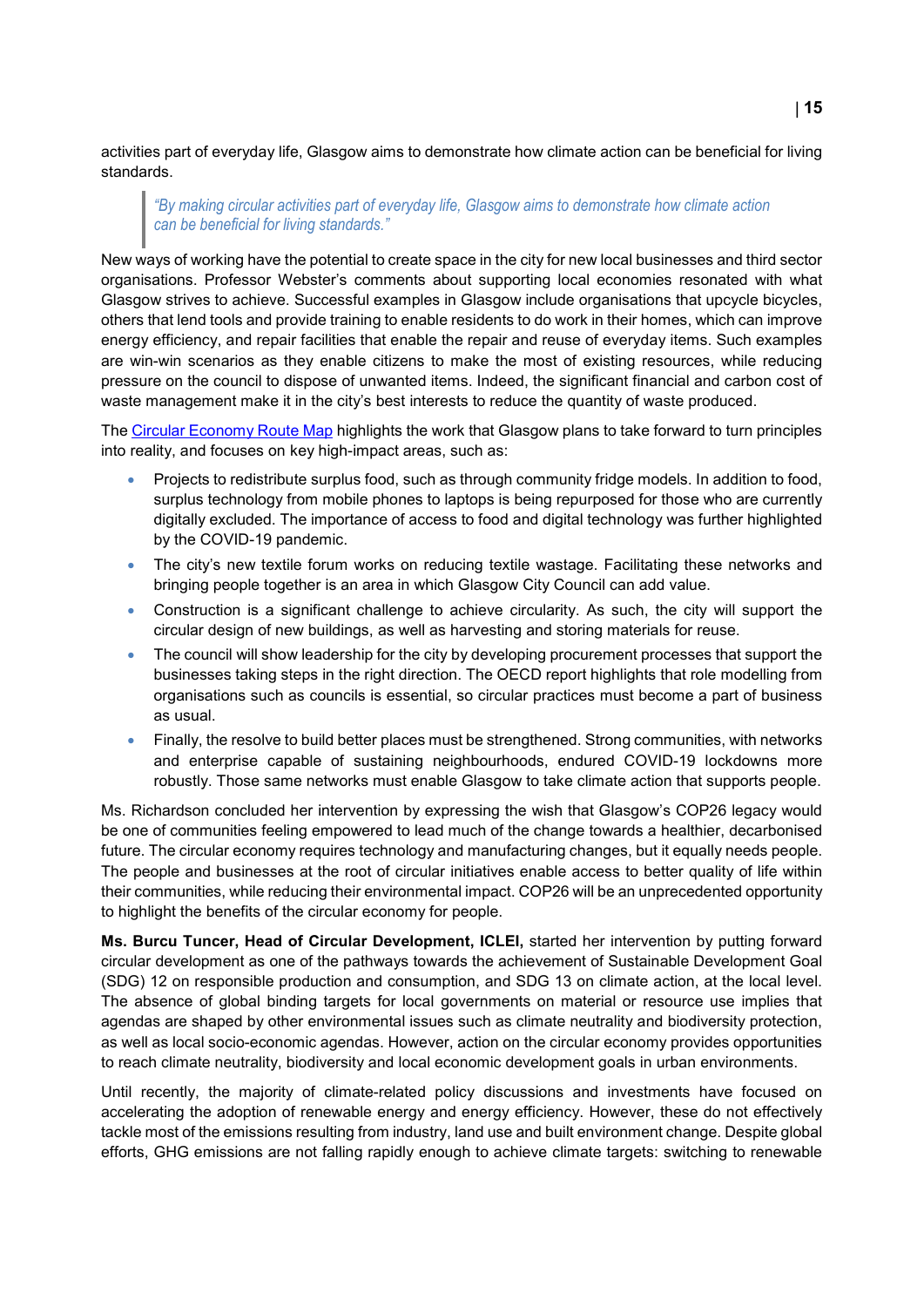activities part of everyday life, Glasgow aims to demonstrate how climate action can be beneficial for living standards.

> *"By making circular activities part of everyday life, Glasgow aims to demonstrate how climate action can be beneficial for living standards."*

New ways of working have the potential to create space in the city for new local businesses and third sector organisations. Professor Webster's comments about supporting local economies resonated with what Glasgow strives to achieve. Successful examples in Glasgow include organisations that upcycle bicycles, others that lend tools and provide training to enable residents to do work in their homes, which can improve energy efficiency, and repair facilities that enable the repair and reuse of everyday items. Such examples are win-win scenarios as they enable citizens to make the most of existing resources, while reducing pressure on the council to dispose of unwanted items. Indeed, the significant financial and carbon cost of waste management make it in the city's best interests to reduce the quantity of waste produced.

The Circular Economy Route Map highlights the work that Glasgow plans to take forward to turn principles into reality, and focuses on key high-impact areas, such as:

- Projects to redistribute surplus food, such as through community fridge models. In addition to food, surplus technology from mobile phones to laptops is being repurposed for those who are currently digitally excluded. The importance of access to food and digital technology was further highlighted by the COVID-19 pandemic.
- The city's new textile forum works on reducing textile wastage. Facilitating these networks and bringing people together is an area in which Glasgow City Council can add value.
- Construction is a significant challenge to achieve circularity. As such, the city will support the circular design of new buildings, as well as harvesting and storing materials for reuse.
- The council will show leadership for the city by developing procurement processes that support the businesses taking steps in the right direction. The OECD report highlights that role modelling from organisations such as councils is essential, so circular practices must become a part of business as usual.
- Finally, the resolve to build better places must be strengthened. Strong communities, with networks and enterprise capable of sustaining neighbourhoods, endured COVID-19 lockdowns more robustly. Those same networks must enable Glasgow to take climate action that supports people.

Ms. Richardson concluded her intervention by expressing the wish that Glasgow's COP26 legacy would be one of communities feeling empowered to lead much of the change towards a healthier, decarbonised future. The circular economy requires technology and manufacturing changes, but it equally needs people. The people and businesses at the root of circular initiatives enable access to better quality of life within their communities, while reducing their environmental impact. COP26 will be an unprecedented opportunity to highlight the benefits of the circular economy for people.

**Ms. Burcu Tuncer, Head of Circular Development, ICLEI,** started her intervention by putting forward circular development as one of the pathways towards the achievement of Sustainable Development Goal (SDG) 12 on responsible production and consumption, and SDG 13 on climate action, at the local level. The absence of global binding targets for local governments on material or resource use implies that agendas are shaped by other environmental issues such as climate neutrality and biodiversity protection, as well as local socio-economic agendas. However, action on the circular economy provides opportunities to reach climate neutrality, biodiversity and local economic development goals in urban environments.

Until recently, the majority of climate-related policy discussions and investments have focused on accelerating the adoption of renewable energy and energy efficiency. However, these do not effectively tackle most of the emissions resulting from industry, land use and built environment change. Despite global efforts, GHG emissions are not falling rapidly enough to achieve climate targets: switching to renewable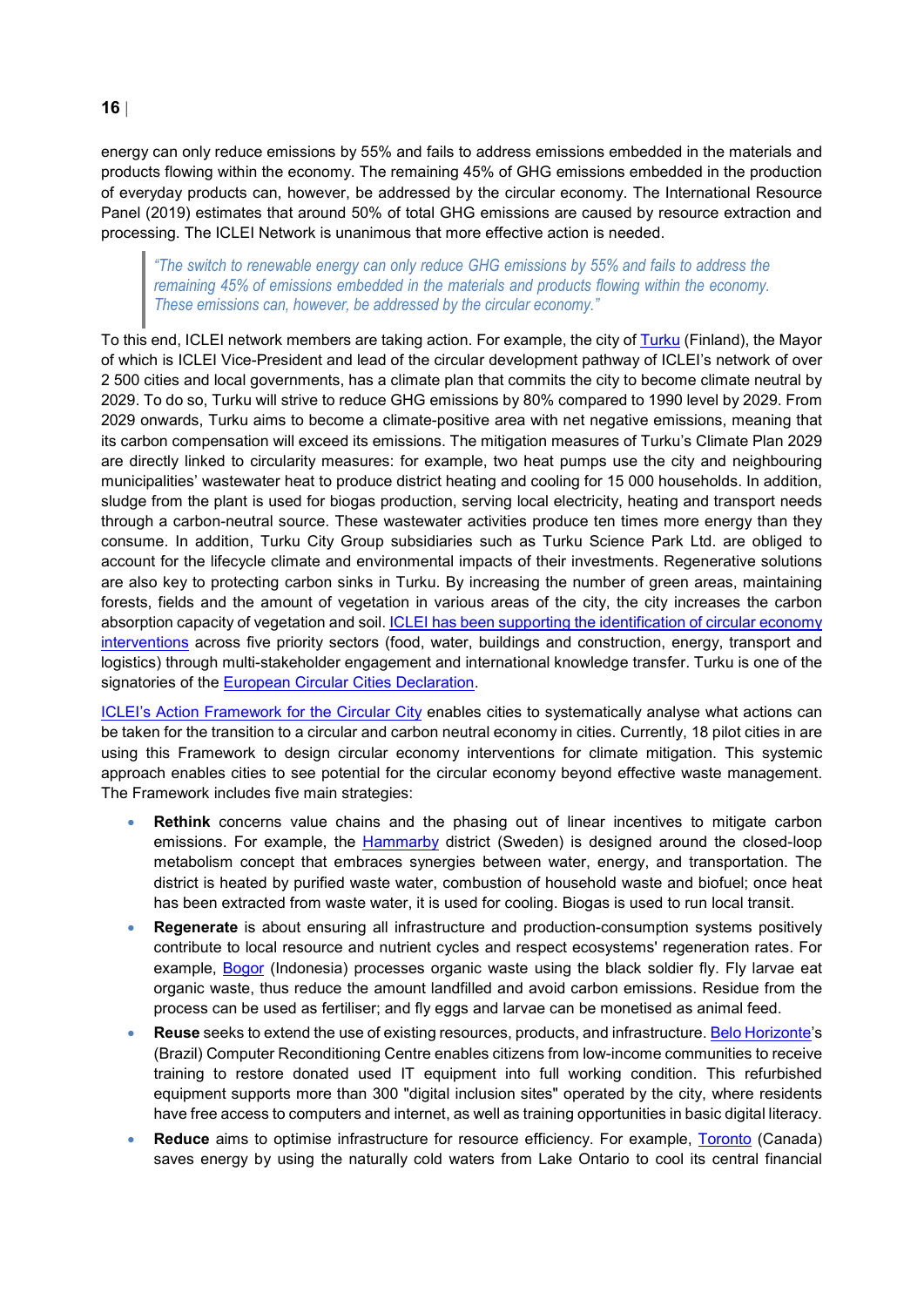energy can only reduce emissions by 55% and fails to address emissions embedded in the materials and products flowing within the economy. The remaining 45% of GHG emissions embedded in the production of everyday products can, however, be addressed by the circular economy. The International Resource Panel (2019) estimates that around 50% of total GHG emissions are caused by resource extraction and processing. The ICLEI Network is unanimous that more effective action is needed.

> *"The switch to renewable energy can only reduce GHG emissions by 55% and fails to address the remaining 45% of emissions embedded in the materials and products flowing within the economy. These emissions can, however, be addressed by the circular economy."*

To this end, ICLEI network members are taking action. For example, the city of Turku (Finland), the Mayor of which is ICLEI Vice-President and lead of the circular development pathway of ICLEI's network of over 2 500 cities and local governments, has a climate plan that commits the city to become climate neutral by 2029. To do so, Turku will strive to reduce GHG emissions by 80% compared to 1990 level by 2029. From 2029 onwards, Turku aims to become a climate-positive area with net negative emissions, meaning that its carbon compensation will exceed its emissions. The mitigation measures of Turku's Climate Plan 2029 are directly linked to circularity measures: for example, two heat pumps use the city and neighbouring municipalities' wastewater heat to produce district heating and cooling for 15 000 households. In addition, sludge from the plant is used for biogas production, serving local electricity, heating and transport needs through a carbon-neutral source. These wastewater activities produce ten times more energy than they consume. In addition, Turku City Group subsidiaries such as Turku Science Park Ltd. are obliged to account for the lifecycle climate and environmental impacts of their investments. Regenerative solutions are also key to protecting carbon sinks in Turku. By increasing the number of green areas, maintaining forests, fields and the amount of vegetation in various areas of the city, the city increases the carbon absorption capacity of vegetation and soil. ICLEI has been supporting the identification of circular economy interventions across five priority sectors (food, water, buildings and construction, energy, transport and logistics) through multi-stakeholder engagement and international knowledge transfer. Turku is one of the signatories of the European Circular Cities Declaration.

ICLEI's Action Framework for the Circular City enables cities to systematically analyse what actions can be taken for the transition to a circular and carbon neutral economy in cities. Currently, 18 pilot cities in are using this Framework to design circular economy interventions for climate mitigation. This systemic approach enables cities to see potential for the circular economy beyond effective waste management. The Framework includes five main strategies:

- **Rethink** concerns value chains and the phasing out of linear incentives to mitigate carbon emissions. For example, the Hammarby district (Sweden) is designed around the closed-loop metabolism concept that embraces synergies between water, energy, and transportation. The district is heated by purified waste water, combustion of household waste and biofuel; once heat has been extracted from waste water, it is used for cooling. Biogas is used to run local transit.
- **Regenerate** is about ensuring all infrastructure and production-consumption systems positively contribute to local resource and nutrient cycles and respect ecosystems' regeneration rates. For example, Bogor (Indonesia) processes organic waste using the black soldier fly. Fly larvae eat organic waste, thus reduce the amount landfilled and avoid carbon emissions. Residue from the process can be used as fertiliser; and fly eggs and larvae can be monetised as animal feed.
- **Reuse** seeks to extend the use of existing resources, products, and infrastructure. Belo Horizonte's (Brazil) Computer Reconditioning Centre enables citizens from low-income communities to receive training to restore donated used IT equipment into full working condition. This refurbished equipment supports more than 300 "digital inclusion sites" operated by the city, where residents have free access to computers and internet, as well as training opportunities in basic digital literacy.
- **Reduce** aims to optimise infrastructure for resource efficiency. For example, Toronto (Canada) saves energy by using the naturally cold waters from Lake Ontario to cool its central financial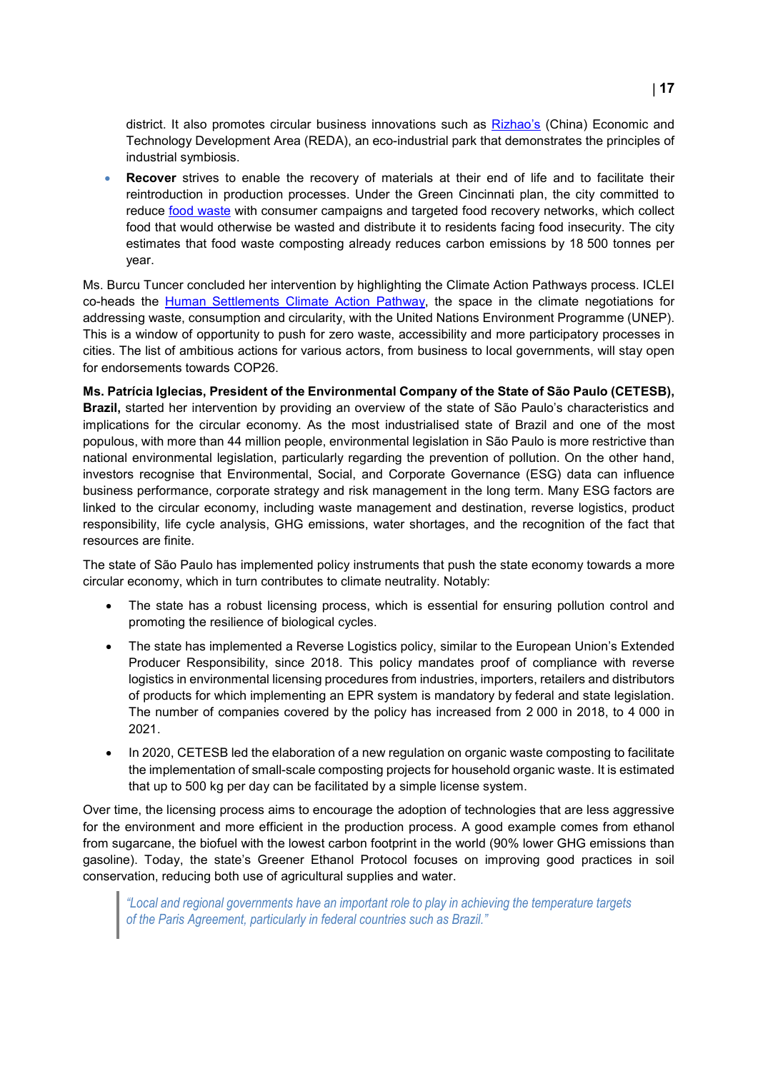district. It also promotes circular business innovations such as Rizhao's (China) Economic and Technology Development Area (REDA), an eco-industrial park that demonstrates the principles of industrial symbiosis.

- **Recover** strives to enable the recovery of materials at their end of life and to facilitate their reintroduction in production processes. Under the Green Cincinnati plan, the city committed to reduce food waste with consumer campaigns and targeted food recovery networks, which collect food that would otherwise be wasted and distribute it to residents facing food insecurity. The city estimates that food waste composting already reduces carbon emissions by 18 500 tonnes per year.

Ms. Burcu Tuncer concluded her intervention by highlighting the Climate Action Pathways process. ICLEI co-heads the Human Settlements Climate Action Pathway, the space in the climate negotiations for addressing waste, consumption and circularity, with the United Nations Environment Programme (UNEP). This is a window of opportunity to push for zero waste, accessibility and more participatory processes in cities. The list of ambitious actions for various actors, from business to local governments, will stay open for endorsements towards COP26.

**Ms. Patrícia Iglecias, President of the Environmental Company of the State of São Paulo (CETESB), Brazil,** started her intervention by providing an overview of the state of São Paulo's characteristics and implications for the circular economy. As the most industrialised state of Brazil and one of the most populous, with more than 44 million people, environmental legislation in São Paulo is more restrictive than national environmental legislation, particularly regarding the prevention of pollution. On the other hand, investors recognise that Environmental, Social, and Corporate Governance (ESG) data can influence business performance, corporate strategy and risk management in the long term. Many ESG factors are linked to the circular economy, including waste management and destination, reverse logistics, product responsibility, life cycle analysis, GHG emissions, water shortages, and the recognition of the fact that resources are finite.

The state of São Paulo has implemented policy instruments that push the state economy towards a more circular economy, which in turn contributes to climate neutrality. Notably:

- The state has a robust licensing process, which is essential for ensuring pollution control and promoting the resilience of biological cycles.
- The state has implemented a Reverse Logistics policy, similar to the European Union's Extended Producer Responsibility, since 2018. This policy mandates proof of compliance with reverse logistics in environmental licensing procedures from industries, importers, retailers and distributors of products for which implementing an EPR system is mandatory by federal and state legislation. The number of companies covered by the policy has increased from 2 000 in 2018, to 4 000 in 2021.
- In 2020, CETESB led the elaboration of a new regulation on organic waste composting to facilitate the implementation of small-scale composting projects for household organic waste. It is estimated that up to 500 kg per day can be facilitated by a simple license system.

Over time, the licensing process aims to encourage the adoption of technologies that are less aggressive for the environment and more efficient in the production process. A good example comes from ethanol from sugarcane, the biofuel with the lowest carbon footprint in the world (90% lower GHG emissions than gasoline). Today, the state's Greener Ethanol Protocol focuses on improving good practices in soil conservation, reducing both use of agricultural supplies and water.

> *"Local and regional governments have an important role to play in achieving the temperature targets of the Paris Agreement, particularly in federal countries such as Brazil."*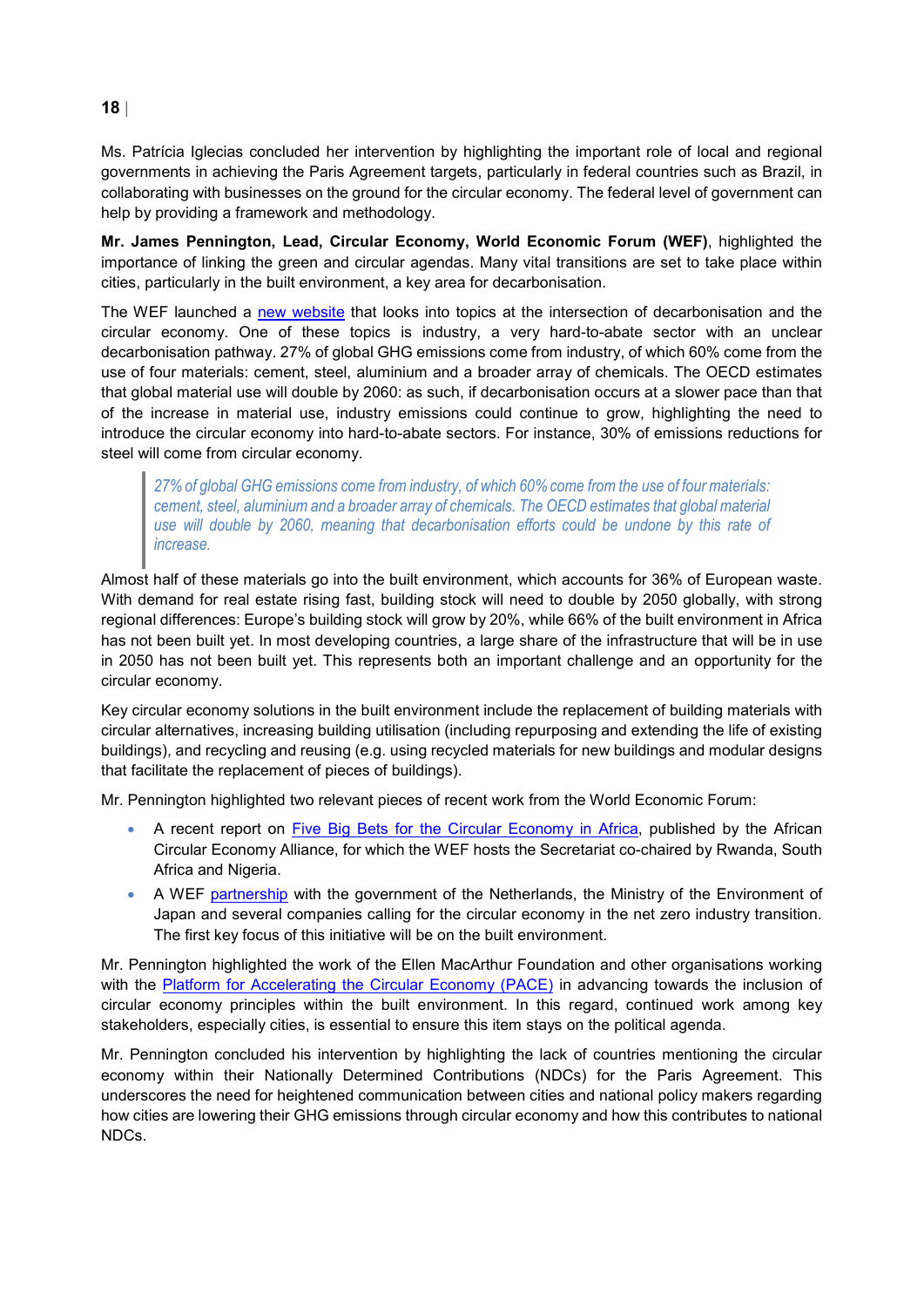Ms. Patrícia Iglecias concluded her intervention by highlighting the important role of local and regional governments in achieving the Paris Agreement targets, particularly in federal countries such as Brazil, in collaborating with businesses on the ground for the circular economy. The federal level of government can help by providing a framework and methodology.

**Mr. James Pennington, Lead, Circular Economy, World Economic Forum (WEF)**, highlighted the importance of linking the green and circular agendas. Many vital transitions are set to take place within cities, particularly in the built environment, a key area for decarbonisation.

The WEF launched a new website that looks into topics at the intersection of decarbonisation and the circular economy. One of these topics is industry, a very hard-to-abate sector with an unclear decarbonisation pathway. 27% of global GHG emissions come from industry, of which 60% come from the use of four materials: cement, steel, aluminium and a broader array of chemicals. The OECD estimates that global material use will double by 2060: as such, if decarbonisation occurs at a slower pace than that of the increase in material use, industry emissions could continue to grow, highlighting the need to introduce the circular economy into hard-to-abate sectors. For instance, 30% of emissions reductions for steel will come from circular economy.

> *27% of global GHG emissions come from industry, of which 60% come from the use of four materials: cement, steel, aluminium and a broader array of chemicals. The OECD estimates that global material use will double by 2060, meaning that decarbonisation efforts could be undone by this rate of increase.*

Almost half of these materials go into the built environment, which accounts for 36% of European waste. With demand for real estate rising fast, building stock will need to double by 2050 globally, with strong regional differences: Europe's building stock will grow by 20%, while 66% of the built environment in Africa has not been built yet. In most developing countries, a large share of the infrastructure that will be in use in 2050 has not been built yet. This represents both an important challenge and an opportunity for the circular economy.

Key circular economy solutions in the built environment include the replacement of building materials with circular alternatives, increasing building utilisation (including repurposing and extending the life of existing buildings), and recycling and reusing (e.g. using recycled materials for new buildings and modular designs that facilitate the replacement of pieces of buildings).

Mr. Pennington highlighted two relevant pieces of recent work from the World Economic Forum:

- A recent report on Five Big Bets for the Circular Economy in Africa, published by the African Circular Economy Alliance, for which the WEF hosts the Secretariat co-chaired by Rwanda, South Africa and Nigeria.
- A WEF partnership with the government of the Netherlands, the Ministry of the Environment of Japan and several companies calling for the circular economy in the net zero industry transition. The first key focus of this initiative will be on the built environment.

Mr. Pennington highlighted the work of the Ellen MacArthur Foundation and other organisations working with the Platform for Accelerating the Circular Economy (PACE) in advancing towards the inclusion of circular economy principles within the built environment. In this regard, continued work among key stakeholders, especially cities, is essential to ensure this item stays on the political agenda.

Mr. Pennington concluded his intervention by highlighting the lack of countries mentioning the circular economy within their Nationally Determined Contributions (NDCs) for the Paris Agreement. This underscores the need for heightened communication between cities and national policy makers regarding how cities are lowering their GHG emissions through circular economy and how this contributes to national NDCs.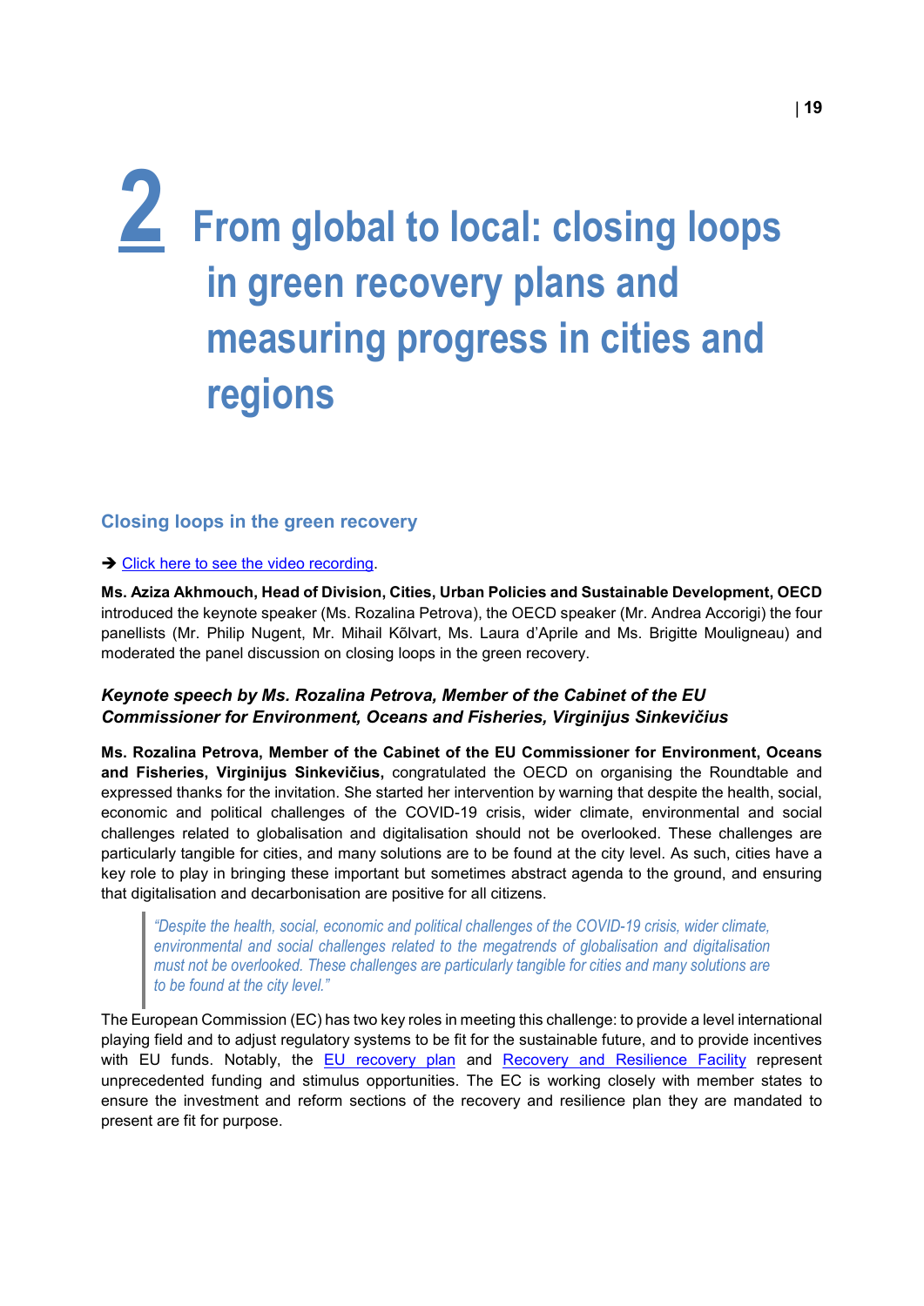# 2 From global to local: closing loops in green recovery plans and measuring progress in cities and regions

## Closing loops in the green recovery

➔ Click here to see the video recording.

**Ms. Aziza Akhmouch, Head of Division, Cities, Urban Policies and Sustainable Development, OECD** introduced the keynote speaker (Ms. Rozalina Petrova), the OECD speaker (Mr. Andrea Accorigi) the four panellists (Mr. Philip Nugent, Mr. Mihail Kõlvart, Ms. Laura d'Aprile and Ms. Brigitte Mouligneau) and moderated the panel discussion on closing loops in the green recovery.

### *Keynote speech by Ms. Rozalina Petrova, Member of the Cabinet of the EU Commissioner for Environment, Oceans and Fisheries, Virginijus Sinkevičius*

**Ms. Rozalina Petrova, Member of the Cabinet of the EU Commissioner for Environment, Oceans and Fisheries, Virginijus Sinkevičius,** congratulated the OECD on organising the Roundtable and expressed thanks for the invitation. She started her intervention by warning that despite the health, social, economic and political challenges of the COVID-19 crisis, wider climate, environmental and social challenges related to globalisation and digitalisation should not be overlooked. These challenges are particularly tangible for cities, and many solutions are to be found at the city level. As such, cities have a key role to play in bringing these important but sometimes abstract agenda to the ground, and ensuring that digitalisation and decarbonisation are positive for all citizens.

> *"Despite the health, social, economic and political challenges of the COVID-19 crisis, wider climate, environmental and social challenges related to the megatrends of globalisation and digitalisation must not be overlooked. These challenges are particularly tangible for cities and many solutions are to be found at the city level."*

The European Commission (EC) has two key roles in meeting this challenge: to provide a level international playing field and to adjust regulatory systems to be fit for the sustainable future, and to provide incentives with EU funds. Notably, the EU recovery plan and Recovery and Resilience Facility represent unprecedented funding and stimulus opportunities. The EC is working closely with member states to ensure the investment and reform sections of the recovery and resilience plan they are mandated to present are fit for purpose.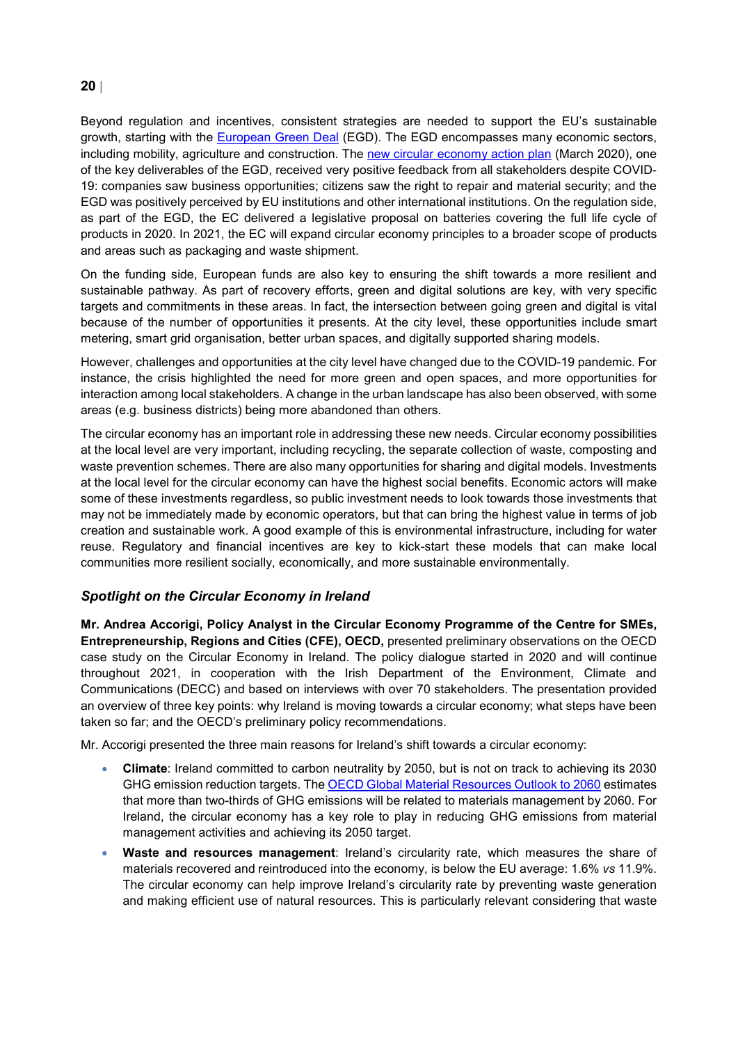Beyond regulation and incentives, consistent strategies are needed to support the EU's sustainable growth, starting with the European Green Deal (EGD). The EGD encompasses many economic sectors, including mobility, agriculture and construction. The new circular economy action plan (March 2020), one of the key deliverables of the EGD, received very positive feedback from all stakeholders despite COVID-19: companies saw business opportunities; citizens saw the right to repair and material security; and the EGD was positively perceived by EU institutions and other international institutions. On the regulation side, as part of the EGD, the EC delivered a legislative proposal on batteries covering the full life cycle of products in 2020. In 2021, the EC will expand circular economy principles to a broader scope of products and areas such as packaging and waste shipment.

On the funding side, European funds are also key to ensuring the shift towards a more resilient and sustainable pathway. As part of recovery efforts, green and digital solutions are key, with very specific targets and commitments in these areas. In fact, the intersection between going green and digital is vital because of the number of opportunities it presents. At the city level, these opportunities include smart metering, smart grid organisation, better urban spaces, and digitally supported sharing models.

However, challenges and opportunities at the city level have changed due to the COVID-19 pandemic. For instance, the crisis highlighted the need for more green and open spaces, and more opportunities for interaction among local stakeholders. A change in the urban landscape has also been observed, with some areas (e.g. business districts) being more abandoned than others.

The circular economy has an important role in addressing these new needs. Circular economy possibilities at the local level are very important, including recycling, the separate collection of waste, composting and waste prevention schemes. There are also many opportunities for sharing and digital models. Investments at the local level for the circular economy can have the highest social benefits. Economic actors will make some of these investments regardless, so public investment needs to look towards those investments that may not be immediately made by economic operators, but that can bring the highest value in terms of job creation and sustainable work. A good example of this is environmental infrastructure, including for water reuse. Regulatory and financial incentives are key to kick-start these models that can make local communities more resilient socially, economically, and more sustainable environmentally.

### *Spotlight on the Circular Economy in Ireland*

**Mr. Andrea Accorigi, Policy Analyst in the Circular Economy Programme of the Centre for SMEs, Entrepreneurship, Regions and Cities (CFE), OECD,** presented preliminary observations on the OECD case study on the Circular Economy in Ireland. The policy dialogue started in 2020 and will continue throughout 2021, in cooperation with the Irish Department of the Environment, Climate and Communications (DECC) and based on interviews with over 70 stakeholders. The presentation provided an overview of three key points: why Ireland is moving towards a circular economy; what steps have been taken so far; and the OECD's preliminary policy recommendations.

Mr. Accorigi presented the three main reasons for Ireland's shift towards a circular economy:

- **Climate**: Ireland committed to carbon neutrality by 2050, but is not on track to achieving its 2030 GHG emission reduction targets. The OECD Global Material Resources Outlook to 2060 estimates that more than two-thirds of GHG emissions will be related to materials management by 2060. For Ireland, the circular economy has a key role to play in reducing GHG emissions from material management activities and achieving its 2050 target.
- **Waste and resources management**: Ireland's circularity rate, which measures the share of materials recovered and reintroduced into the economy, is below the EU average: 1.6% *vs* 11.9%. The circular economy can help improve Ireland's circularity rate by preventing waste generation and making efficient use of natural resources. This is particularly relevant considering that waste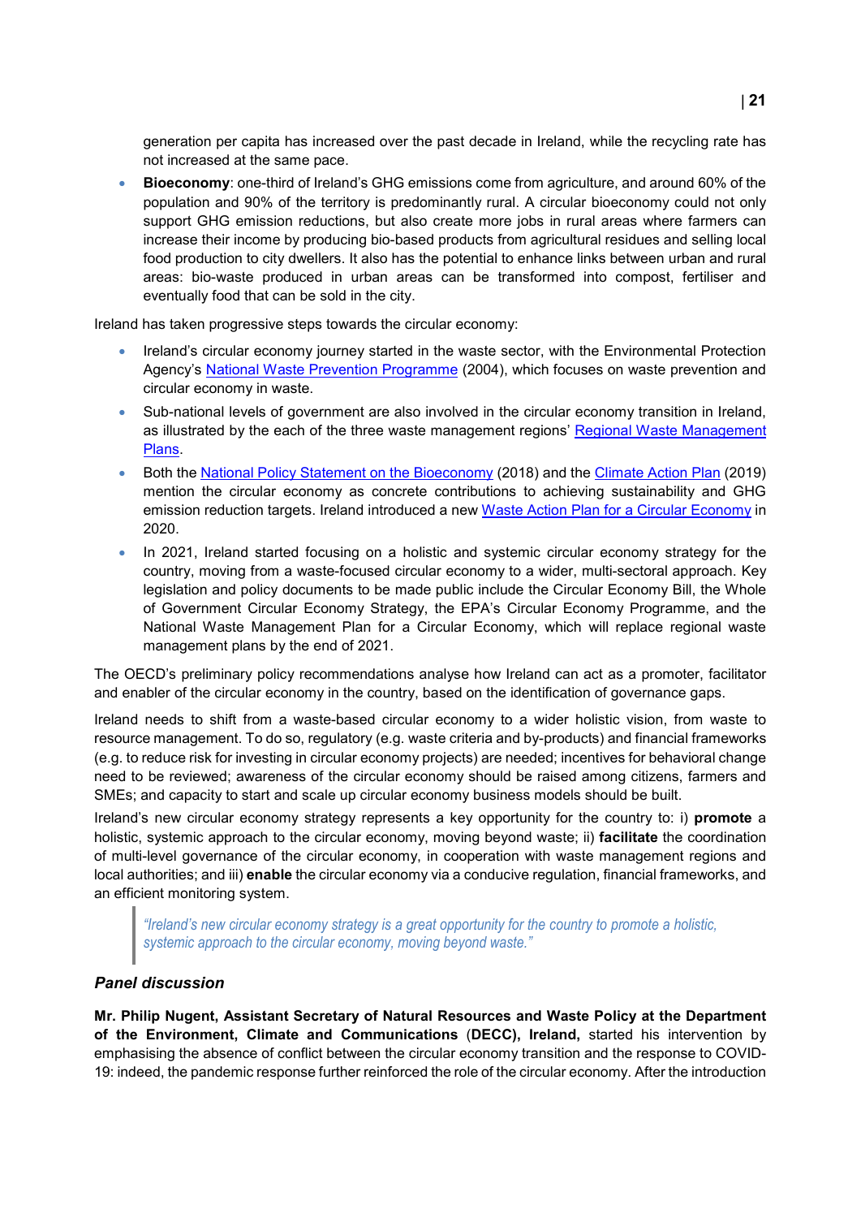generation per capita has increased over the past decade in Ireland, while the recycling rate has not increased at the same pace.

- **Bioeconomy**: one-third of Ireland's GHG emissions come from agriculture, and around 60% of the population and 90% of the territory is predominantly rural. A circular bioeconomy could not only support GHG emission reductions, but also create more jobs in rural areas where farmers can increase their income by producing bio-based products from agricultural residues and selling local food production to city dwellers. It also has the potential to enhance links between urban and rural areas: bio-waste produced in urban areas can be transformed into compost, fertiliser and eventually food that can be sold in the city.

Ireland has taken progressive steps towards the circular economy:

- Ireland's circular economy journey started in the waste sector, with the Environmental Protection Agency's National Waste Prevention Programme (2004), which focuses on waste prevention and circular economy in waste.
- Sub-national levels of government are also involved in the circular economy transition in Ireland, as illustrated by the each of the three waste management regions' Regional Waste Management Plans.
- Both the National Policy Statement on the Bioeconomy (2018) and the Climate Action Plan (2019) mention the circular economy as concrete contributions to achieving sustainability and GHG emission reduction targets. Ireland introduced a new Waste Action Plan for a Circular Economy in 2020.
- In 2021, Ireland started focusing on a holistic and systemic circular economy strategy for the country, moving from a waste-focused circular economy to a wider, multi-sectoral approach. Key legislation and policy documents to be made public include the Circular Economy Bill, the Whole of Government Circular Economy Strategy, the EPA's Circular Economy Programme, and the National Waste Management Plan for a Circular Economy, which will replace regional waste management plans by the end of 2021.

The OECD's preliminary policy recommendations analyse how Ireland can act as a promoter, facilitator and enabler of the circular economy in the country, based on the identification of governance gaps.

Ireland needs to shift from a waste-based circular economy to a wider holistic vision, from waste to resource management. To do so, regulatory (e.g. waste criteria and by-products) and financial frameworks (e.g. to reduce risk for investing in circular economy projects) are needed; incentives for behavioral change need to be reviewed; awareness of the circular economy should be raised among citizens, farmers and SMEs; and capacity to start and scale up circular economy business models should be built.

Ireland's new circular economy strategy represents a key opportunity for the country to: i) **promote** a holistic, systemic approach to the circular economy, moving beyond waste; ii) **facilitate** the coordination of multi-level governance of the circular economy, in cooperation with waste management regions and local authorities; and iii) **enable** the circular economy via a conducive regulation, financial frameworks, and an efficient monitoring system.

> *"Ireland's new circular economy strategy is a great opportunity for the country to promote a holistic, systemic approach to the circular economy, moving beyond waste."*

### *Panel discussion*

**Mr. Philip Nugent, Assistant Secretary of Natural Resources and Waste Policy at the Department of the Environment, Climate and Communications** (**DECC), Ireland,** started his intervention by emphasising the absence of conflict between the circular economy transition and the response to COVID-19: indeed, the pandemic response further reinforced the role of the circular economy. After the introduction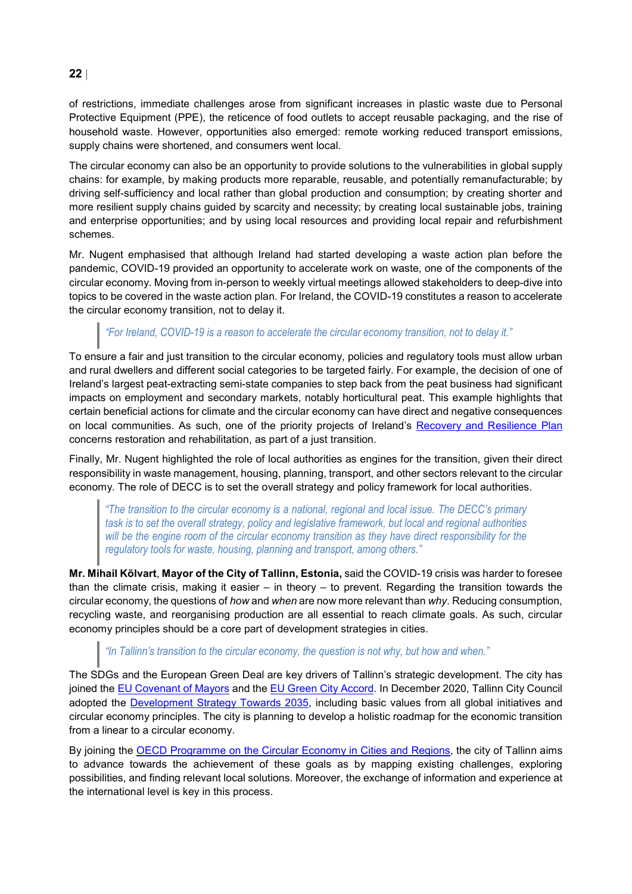of restrictions, immediate challenges arose from significant increases in plastic waste due to Personal Protective Equipment (PPE), the reticence of food outlets to accept reusable packaging, and the rise of household waste. However, opportunities also emerged: remote working reduced transport emissions, supply chains were shortened, and consumers went local.

The circular economy can also be an opportunity to provide solutions to the vulnerabilities in global supply chains: for example, by making products more reparable, reusable, and potentially remanufacturable; by driving self-sufficiency and local rather than global production and consumption; by creating shorter and more resilient supply chains guided by scarcity and necessity; by creating local sustainable jobs, training and enterprise opportunities; and by using local resources and providing local repair and refurbishment schemes.

Mr. Nugent emphasised that although Ireland had started developing a waste action plan before the pandemic, COVID-19 provided an opportunity to accelerate work on waste, one of the components of the circular economy. Moving from in-person to weekly virtual meetings allowed stakeholders to deep-dive into topics to be covered in the waste action plan. For Ireland, the COVID-19 constitutes a reason to accelerate the circular economy transition, not to delay it.

> *"For Ireland, COVID-19 is a reason to accelerate the circular economy transition, not to delay it."*

To ensure a fair and just transition to the circular economy, policies and regulatory tools must allow urban and rural dwellers and different social categories to be targeted fairly. For example, the decision of one of Ireland's largest peat-extracting semi-state companies to step back from the peat business had significant impacts on employment and secondary markets, notably horticultural peat. This example highlights that certain beneficial actions for climate and the circular economy can have direct and negative consequences on local communities. As such, one of the priority projects of Ireland's Recovery and Resilience Plan concerns restoration and rehabilitation, as part of a just transition.

Finally, Mr. Nugent highlighted the role of local authorities as engines for the transition, given their direct responsibility in waste management, housing, planning, transport, and other sectors relevant to the circular economy. The role of DECC is to set the overall strategy and policy framework for local authorities.

> *"The transition to the circular economy is a national, regional and local issue. The DECC's primary task is to set the overall strategy, policy and legislative framework, but local and regional authorities will be the engine room of the circular economy transition as they have direct responsibility for the regulatory tools for waste, housing, planning and transport, among others."*

**Mr. Mihail Kõlvart**, **Mayor of the City of Tallinn, Estonia,** said the COVID-19 crisis was harder to foresee than the climate crisis, making it easier – in theory – to prevent. Regarding the transition towards the circular economy, the questions of *how* and *when* are now more relevant than *why*. Reducing consumption, recycling waste, and reorganising production are all essential to reach climate goals. As such, circular economy principles should be a core part of development strategies in cities.

> *"In Tallinn's transition to the circular economy, the question is not why, but how and when."*

The SDGs and the European Green Deal are key drivers of Tallinn's strategic development. The city has joined the EU Covenant of Mayors and the EU Green City Accord. In December 2020, Tallinn City Council adopted the Development Strategy Towards 2035, including basic values from all global initiatives and circular economy principles. The city is planning to develop a holistic roadmap for the economic transition from a linear to a circular economy.

By joining the OECD Programme on the Circular Economy in Cities and Regions, the city of Tallinn aims to advance towards the achievement of these goals as by mapping existing challenges, exploring possibilities, and finding relevant local solutions. Moreover, the exchange of information and experience at the international level is key in this process.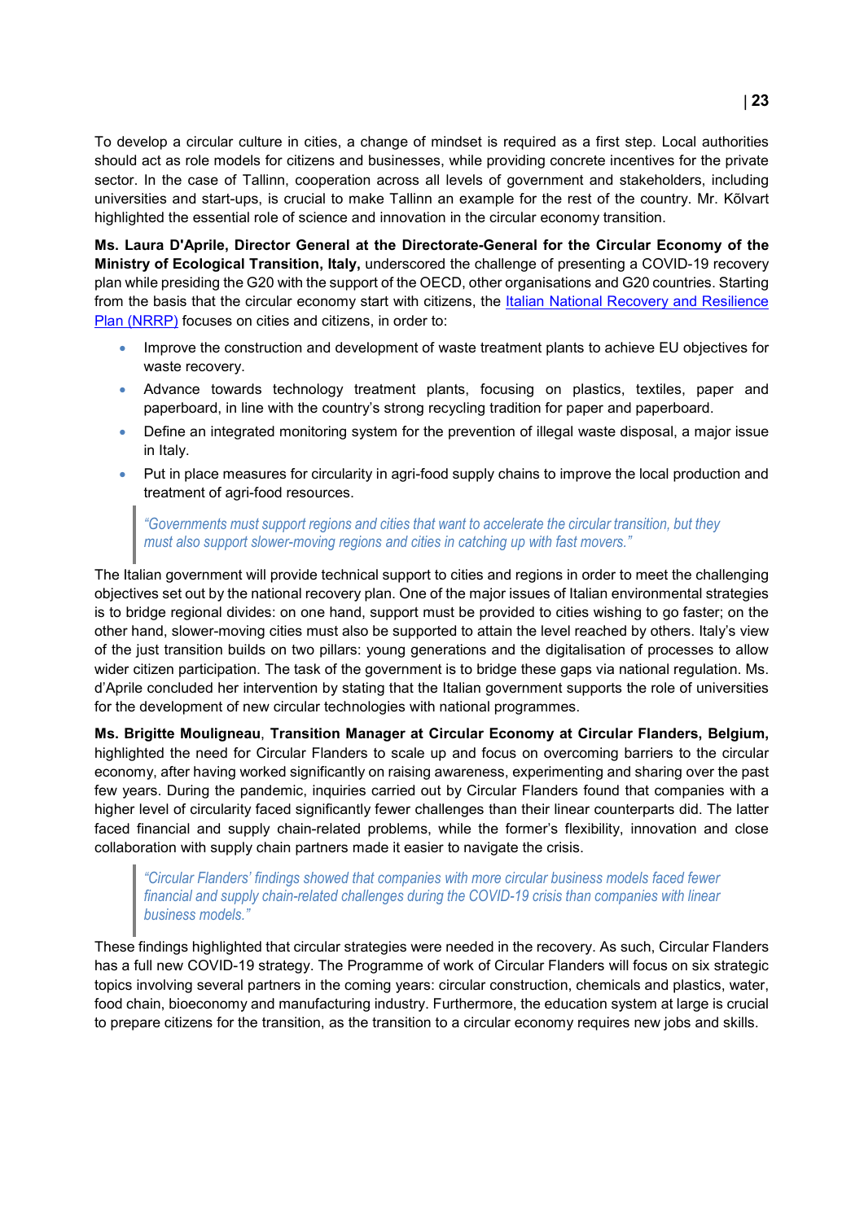To develop a circular culture in cities, a change of mindset is required as a first step. Local authorities should act as role models for citizens and businesses, while providing concrete incentives for the private sector. In the case of Tallinn, cooperation across all levels of government and stakeholders, including universities and start-ups, is crucial to make Tallinn an example for the rest of the country. Mr. Kõlvart highlighted the essential role of science and innovation in the circular economy transition.

**Ms. Laura D'Aprile, Director General at the Directorate-General for the Circular Economy of the Ministry of Ecological Transition, Italy,** underscored the challenge of presenting a COVID-19 recovery plan while presiding the G20 with the support of the OECD, other organisations and G20 countries. Starting from the basis that the circular economy start with citizens, the Italian National Recovery and Resilience Plan (NRRP) focuses on cities and citizens, in order to:

- Improve the construction and development of waste treatment plants to achieve EU objectives for waste recovery.
- Advance towards technology treatment plants, focusing on plastics, textiles, paper and paperboard, in line with the country's strong recycling tradition for paper and paperboard.
- Define an integrated monitoring system for the prevention of illegal waste disposal, a major issue in Italy.
- Put in place measures for circularity in agri-food supply chains to improve the local production and treatment of agri-food resources.

> *"Governments must support regions and cities that want to accelerate the circular transition, but they must also support slower-moving regions and cities in catching up with fast movers."*

The Italian government will provide technical support to cities and regions in order to meet the challenging objectives set out by the national recovery plan. One of the major issues of Italian environmental strategies is to bridge regional divides: on one hand, support must be provided to cities wishing to go faster; on the other hand, slower-moving cities must also be supported to attain the level reached by others. Italy's view of the just transition builds on two pillars: young generations and the digitalisation of processes to allow wider citizen participation. The task of the government is to bridge these gaps via national regulation. Ms. d'Aprile concluded her intervention by stating that the Italian government supports the role of universities for the development of new circular technologies with national programmes.

**Ms. Brigitte Mouligneau**, **Transition Manager at Circular Economy at Circular Flanders, Belgium,** highlighted the need for Circular Flanders to scale up and focus on overcoming barriers to the circular economy, after having worked significantly on raising awareness, experimenting and sharing over the past few years. During the pandemic, inquiries carried out by Circular Flanders found that companies with a higher level of circularity faced significantly fewer challenges than their linear counterparts did. The latter faced financial and supply chain-related problems, while the former's flexibility, innovation and close collaboration with supply chain partners made it easier to navigate the crisis.

> *"Circular Flanders' findings showed that companies with more circular business models faced fewer financial and supply chain-related challenges during the COVID-19 crisis than companies with linear business models."*

These findings highlighted that circular strategies were needed in the recovery. As such, Circular Flanders has a full new COVID-19 strategy. The Programme of work of Circular Flanders will focus on six strategic topics involving several partners in the coming years: circular construction, chemicals and plastics, water, food chain, bioeconomy and manufacturing industry. Furthermore, the education system at large is crucial to prepare citizens for the transition, as the transition to a circular economy requires new jobs and skills.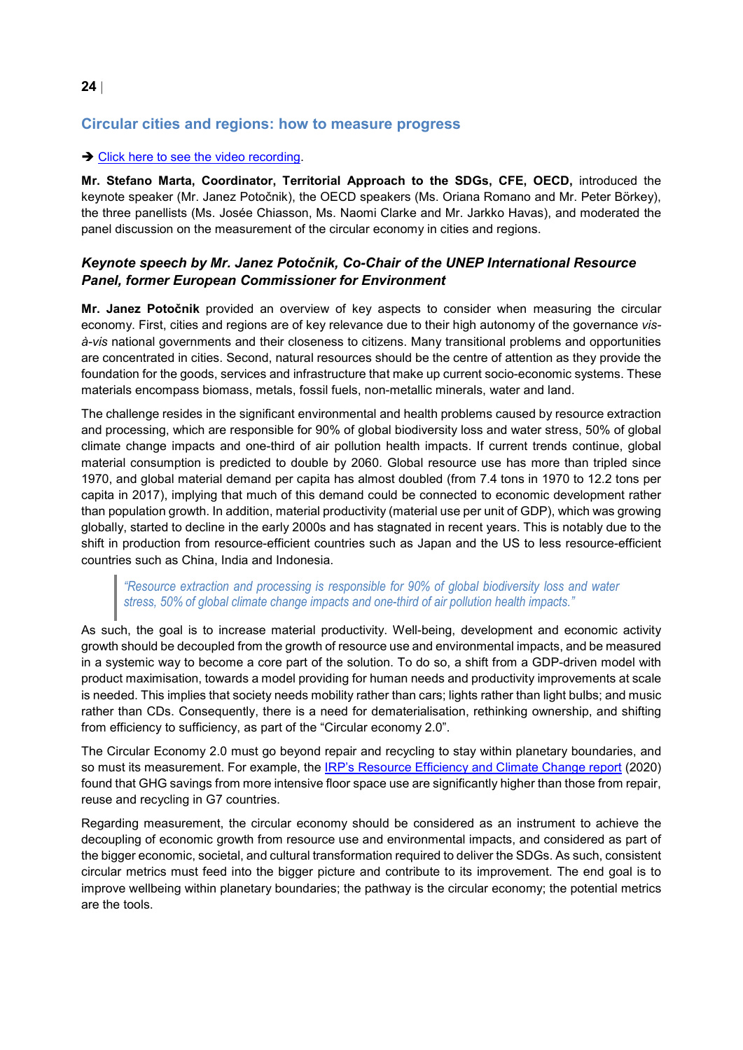## Circular cities and regions: how to measure progress

➔ [Click here to see the video recording](#).

**Mr. Stefano Marta, Coordinator, Territorial Approach to the SDGs, CFE, OECD,** introduced the keynote speaker (Mr. Janez Potočnik), the OECD speakers (Ms. Oriana Romano and Mr. Peter Börkey), the three panellists (Ms. Josée Chiasson, Ms. Naomi Clarke and Mr. Jarkko Havas), and moderated the panel discussion on the measurement of the circular economy in cities and regions.

### *Keynote speech by Mr. Janez Potočnik, Co-Chair of the UNEP International Resource Panel, former European Commissioner for Environment*

**Mr. Janez Potočnik** provided an overview of key aspects to consider when measuring the circular economy. First, cities and regions are of key relevance due to their high autonomy of the governance *vis-à-vis* national governments and their closeness to citizens. Many transitional problems and opportunities are concentrated in cities. Second, natural resources should be the centre of attention as they provide the foundation for the goods, services and infrastructure that make up current socio-economic systems. These materials encompass biomass, metals, fossil fuels, non-metallic minerals, water and land.

The challenge resides in the significant environmental and health problems caused by resource extraction and processing, which are responsible for 90% of global biodiversity loss and water stress, 50% of global climate change impacts and one-third of air pollution health impacts. If current trends continue, global material consumption is predicted to double by 2060. Global resource use has more than tripled since 1970, and global material demand per capita has almost doubled (from 7.4 tons in 1970 to 12.2 tons per capita in 2017), implying that much of this demand could be connected to economic development rather than population growth. In addition, material productivity (material use per unit of GDP), which was growing globally, started to decline in the early 2000s and has stagnated in recent years. This is notably due to the shift in production from resource-efficient countries such as Japan and the US to less resource-efficient countries such as China, India and Indonesia.

> *"Resource extraction and processing is responsible for 90% of global biodiversity loss and water stress, 50% of global climate change impacts and one-third of air pollution health impacts."*

As such, the goal is to increase material productivity. Well-being, development and economic activity growth should be decoupled from the growth of resource use and environmental impacts, and be measured in a systemic way to become a core part of the solution. To do so, a shift from a GDP-driven model with product maximisation, towards a model providing for human needs and productivity improvements at scale is needed. This implies that society needs mobility rather than cars; lights rather than light bulbs; and music rather than CDs. Consequently, there is a need for dematerialisation, rethinking ownership, and shifting from efficiency to sufficiency, as part of the "Circular economy 2.0".

The Circular Economy 2.0 must go beyond repair and recycling to stay within planetary boundaries, and so must its measurement. For example, the [IRP's Resource Efficiency and Climate Change report](#) (2020) found that GHG savings from more intensive floor space use are significantly higher than those from repair, reuse and recycling in G7 countries.

Regarding measurement, the circular economy should be considered as an instrument to achieve the decoupling of economic growth from resource use and environmental impacts, and considered as part of the bigger economic, societal, and cultural transformation required to deliver the SDGs. As such, consistent circular metrics must feed into the bigger picture and contribute to its improvement. The end goal is to improve wellbeing within planetary boundaries; the pathway is the circular economy; the potential metrics are the tools.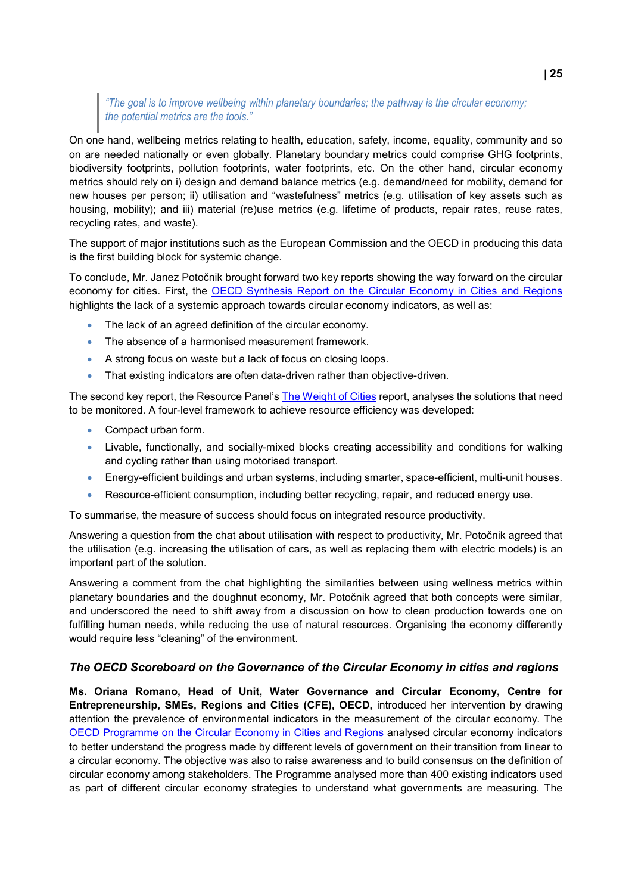> *"The goal is to improve wellbeing within planetary boundaries; the pathway is the circular economy; the potential metrics are the tools."*

On one hand, wellbeing metrics relating to health, education, safety, income, equality, community and so on are needed nationally or even globally. Planetary boundary metrics could comprise GHG footprints, biodiversity footprints, pollution footprints, water footprints, etc. On the other hand, circular economy metrics should rely on i) design and demand balance metrics (e.g. demand/need for mobility, demand for new houses per person; ii) utilisation and "wastefulness" metrics (e.g. utilisation of key assets such as housing, mobility); and iii) material (re)use metrics (e.g. lifetime of products, repair rates, reuse rates, recycling rates, and waste).

The support of major institutions such as the European Commission and the OECD in producing this data is the first building block for systemic change.

To conclude, Mr. Janez Potočnik brought forward two key reports showing the way forward on the circular economy for cities. First, the OECD Synthesis Report on the Circular Economy in Cities and Regions highlights the lack of a systemic approach towards circular economy indicators, as well as:

- The lack of an agreed definition of the circular economy.
- The absence of a harmonised measurement framework.
- A strong focus on waste but a lack of focus on closing loops.
- That existing indicators are often data-driven rather than objective-driven.

The second key report, the Resource Panel's The Weight of Cities report, analyses the solutions that need to be monitored. A four-level framework to achieve resource efficiency was developed:

- Compact urban form.
- Livable, functionally, and socially-mixed blocks creating accessibility and conditions for walking and cycling rather than using motorised transport.
- Energy-efficient buildings and urban systems, including smarter, space-efficient, multi-unit houses.
- Resource-efficient consumption, including better recycling, repair, and reduced energy use.

To summarise, the measure of success should focus on integrated resource productivity.

Answering a question from the chat about utilisation with respect to productivity, Mr. Potočnik agreed that the utilisation (e.g. increasing the utilisation of cars, as well as replacing them with electric models) is an important part of the solution.

Answering a comment from the chat highlighting the similarities between using wellness metrics within planetary boundaries and the doughnut economy, Mr. Potočnik agreed that both concepts were similar, and underscored the need to shift away from a discussion on how to clean production towards one on fulfilling human needs, while reducing the use of natural resources. Organising the economy differently would require less "cleaning" of the environment.

### *The OECD Scoreboard on the Governance of the Circular Economy in cities and regions*

**Ms. Oriana Romano, Head of Unit, Water Governance and Circular Economy, Centre for Entrepreneurship, SMEs, Regions and Cities (CFE), OECD,** introduced her intervention by drawing attention the prevalence of environmental indicators in the measurement of the circular economy. The OECD Programme on the Circular Economy in Cities and Regions analysed circular economy indicators to better understand the progress made by different levels of government on their transition from linear to a circular economy. The objective was also to raise awareness and to build consensus on the definition of circular economy among stakeholders. The Programme analysed more than 400 existing indicators used as part of different circular economy strategies to understand what governments are measuring. The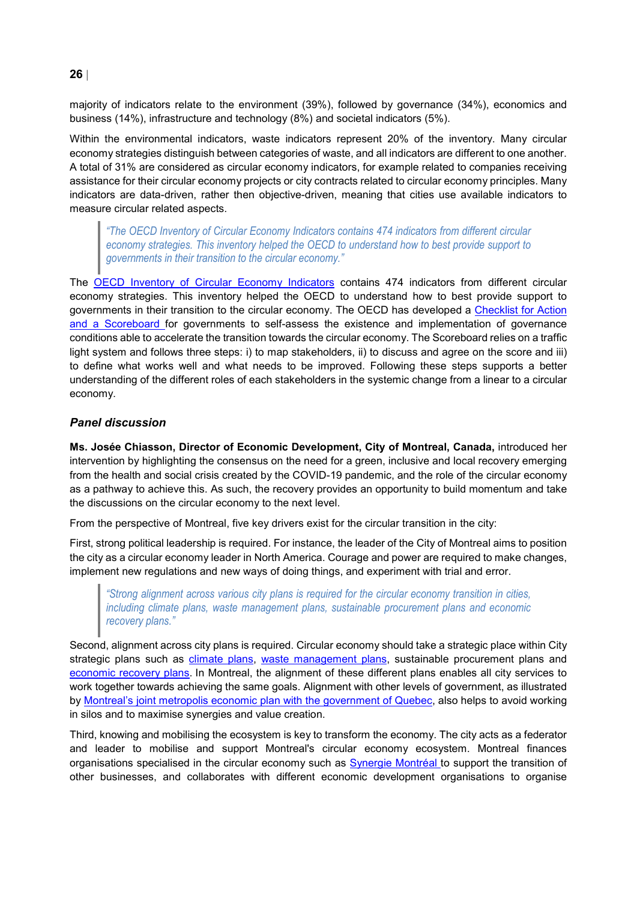majority of indicators relate to the environment (39%), followed by governance (34%), economics and business (14%), infrastructure and technology (8%) and societal indicators (5%).

Within the environmental indicators, waste indicators represent 20% of the inventory. Many circular economy strategies distinguish between categories of waste, and all indicators are different to one another. A total of 31% are considered as circular economy indicators, for example related to companies receiving assistance for their circular economy projects or city contracts related to circular economy principles. Many indicators are data-driven, rather then objective-driven, meaning that cities use available indicators to measure circular related aspects.

> *"The OECD Inventory of Circular Economy Indicators contains 474 indicators from different circular economy strategies. This inventory helped the OECD to understand how to best provide support to governments in their transition to the circular economy."*

The OECD Inventory of Circular Economy Indicators contains 474 indicators from different circular economy strategies. This inventory helped the OECD to understand how to best provide support to governments in their transition to the circular economy. The OECD has developed a Checklist for Action and a Scoreboard for governments to self-assess the existence and implementation of governance conditions able to accelerate the transition towards the circular economy. The Scoreboard relies on a traffic light system and follows three steps: i) to map stakeholders, ii) to discuss and agree on the score and iii) to define what works well and what needs to be improved. Following these steps supports a better understanding of the different roles of each stakeholders in the systemic change from a linear to a circular economy.

### *Panel discussion*

**Ms. Josée Chiasson, Director of Economic Development, City of Montreal, Canada,** introduced her intervention by highlighting the consensus on the need for a green, inclusive and local recovery emerging from the health and social crisis created by the COVID-19 pandemic, and the role of the circular economy as a pathway to achieve this. As such, the recovery provides an opportunity to build momentum and take the discussions on the circular economy to the next level.

From the perspective of Montreal, five key drivers exist for the circular transition in the city:

First, strong political leadership is required. For instance, the leader of the City of Montreal aims to position the city as a circular economy leader in North America. Courage and power are required to make changes, implement new regulations and new ways of doing things, and experiment with trial and error.

> *"Strong alignment across various city plans is required for the circular economy transition in cities, including climate plans, waste management plans, sustainable procurement plans and economic recovery plans."*

Second, alignment across city plans is required. Circular economy should take a strategic place within City strategic plans such as climate plans, waste management plans, sustainable procurement plans and economic recovery plans. In Montreal, the alignment of these different plans enables all city services to work together towards achieving the same goals. Alignment with other levels of government, as illustrated by Montreal's joint metropolis economic plan with the government of Quebec, also helps to avoid working in silos and to maximise synergies and value creation.

Third, knowing and mobilising the ecosystem is key to transform the economy. The city acts as a federator and leader to mobilise and support Montreal's circular economy ecosystem. Montreal finances organisations specialised in the circular economy such as Synergie Montréal to support the transition of other businesses, and collaborates with different economic development organisations to organise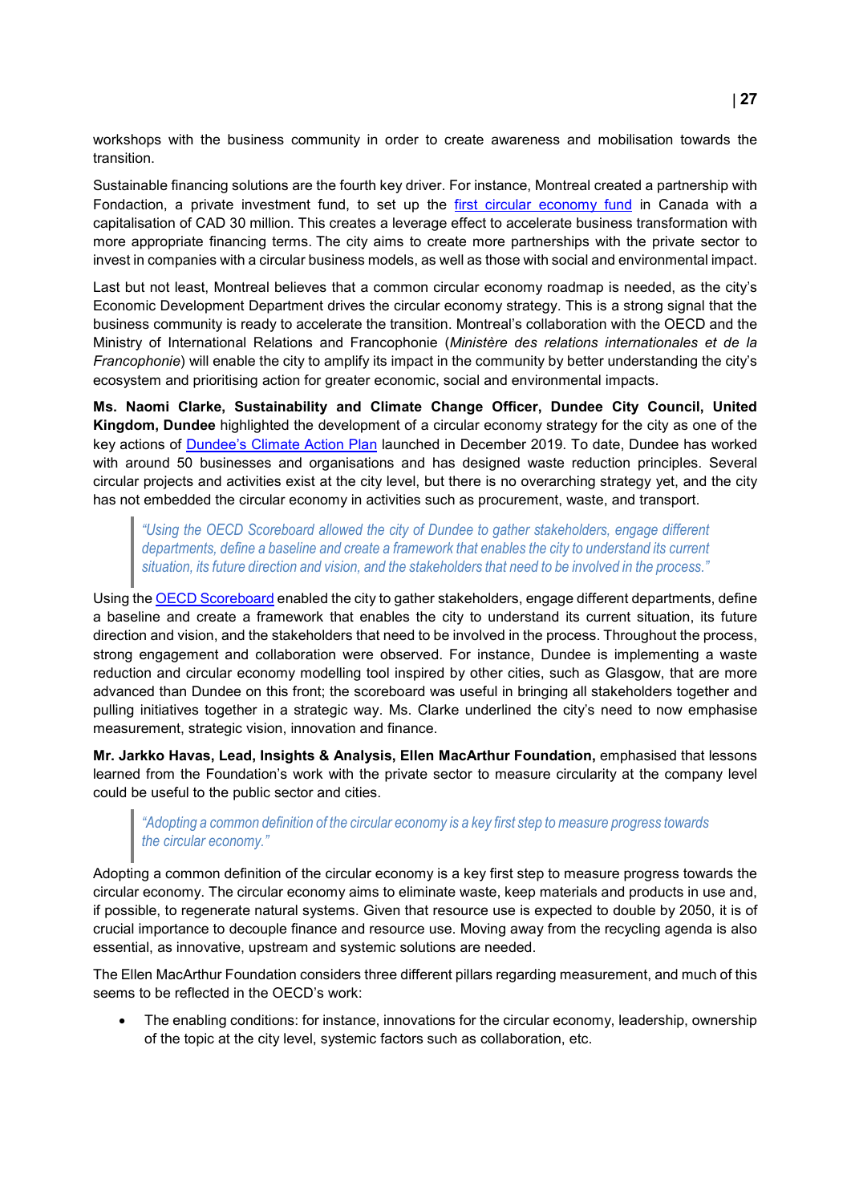workshops with the business community in order to create awareness and mobilisation towards the transition.

Sustainable financing solutions are the fourth key driver. For instance, Montreal created a partnership with Fondaction, a private investment fund, to set up the first circular economy fund in Canada with a capitalisation of CAD 30 million. This creates a leverage effect to accelerate business transformation with more appropriate financing terms. The city aims to create more partnerships with the private sector to invest in companies with a circular business models, as well as those with social and environmental impact.

Last but not least, Montreal believes that a common circular economy roadmap is needed, as the city's Economic Development Department drives the circular economy strategy. This is a strong signal that the business community is ready to accelerate the transition. Montreal's collaboration with the OECD and the Ministry of International Relations and Francophonie (*Ministère des relations internationales et de la Francophonie*) will enable the city to amplify its impact in the community by better understanding the city's ecosystem and prioritising action for greater economic, social and environmental impacts.

**Ms. Naomi Clarke, Sustainability and Climate Change Officer, Dundee City Council, United Kingdom, Dundee** highlighted the development of a circular economy strategy for the city as one of the key actions of Dundee's Climate Action Plan launched in December 2019. To date, Dundee has worked with around 50 businesses and organisations and has designed waste reduction principles. Several circular projects and activities exist at the city level, but there is no overarching strategy yet, and the city has not embedded the circular economy in activities such as procurement, waste, and transport.

> *"Using the OECD Scoreboard allowed the city of Dundee to gather stakeholders, engage different departments, define a baseline and create a framework that enables the city to understand its current situation, its future direction and vision, and the stakeholders that need to be involved in the process."*

Using the OECD Scoreboard enabled the city to gather stakeholders, engage different departments, define a baseline and create a framework that enables the city to understand its current situation, its future direction and vision, and the stakeholders that need to be involved in the process. Throughout the process, strong engagement and collaboration were observed. For instance, Dundee is implementing a waste reduction and circular economy modelling tool inspired by other cities, such as Glasgow, that are more advanced than Dundee on this front; the scoreboard was useful in bringing all stakeholders together and pulling initiatives together in a strategic way. Ms. Clarke underlined the city's need to now emphasise measurement, strategic vision, innovation and finance.

**Mr. Jarkko Havas, Lead, Insights & Analysis, Ellen MacArthur Foundation,** emphasised that lessons learned from the Foundation's work with the private sector to measure circularity at the company level could be useful to the public sector and cities.

> *"Adopting a common definition of the circular economy is a key first step to measure progress towards the circular economy."*

Adopting a common definition of the circular economy is a key first step to measure progress towards the circular economy. The circular economy aims to eliminate waste, keep materials and products in use and, if possible, to regenerate natural systems. Given that resource use is expected to double by 2050, it is of crucial importance to decouple finance and resource use. Moving away from the recycling agenda is also essential, as innovative, upstream and systemic solutions are needed.

The Ellen MacArthur Foundation considers three different pillars regarding measurement, and much of this seems to be reflected in the OECD's work:

- The enabling conditions: for instance, innovations for the circular economy, leadership, ownership of the topic at the city level, systemic factors such as collaboration, etc.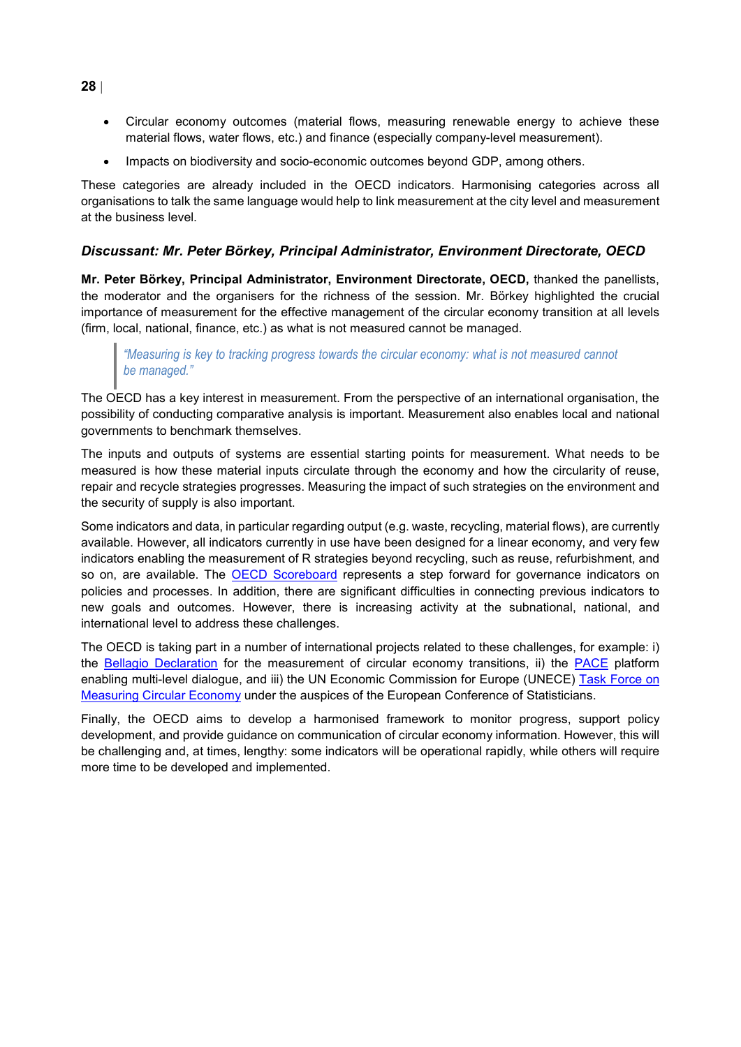- Circular economy outcomes (material flows, measuring renewable energy to achieve these material flows, water flows, etc.) and finance (especially company-level measurement).
- Impacts on biodiversity and socio-economic outcomes beyond GDP, among others.

These categories are already included in the OECD indicators. Harmonising categories across all organisations to talk the same language would help to link measurement at the city level and measurement at the business level.

### *Discussant: Mr. Peter Börkey, Principal Administrator, Environment Directorate, OECD*

**Mr. Peter Börkey, Principal Administrator, Environment Directorate, OECD,** thanked the panellists, the moderator and the organisers for the richness of the session. Mr. Börkey highlighted the crucial importance of measurement for the effective management of the circular economy transition at all levels (firm, local, national, finance, etc.) as what is not measured cannot be managed.

> *"Measuring is key to tracking progress towards the circular economy: what is not measured cannot be managed."*

The OECD has a key interest in measurement. From the perspective of an international organisation, the possibility of conducting comparative analysis is important. Measurement also enables local and national governments to benchmark themselves.

The inputs and outputs of systems are essential starting points for measurement. What needs to be measured is how these material inputs circulate through the economy and how the circularity of reuse, repair and recycle strategies progresses. Measuring the impact of such strategies on the environment and the security of supply is also important.

Some indicators and data, in particular regarding output (e.g. waste, recycling, material flows), are currently available. However, all indicators currently in use have been designed for a linear economy, and very few indicators enabling the measurement of R strategies beyond recycling, such as reuse, refurbishment, and so on, are available. The OECD Scoreboard represents a step forward for governance indicators on policies and processes. In addition, there are significant difficulties in connecting previous indicators to new goals and outcomes. However, there is increasing activity at the subnational, national, and international level to address these challenges.

The OECD is taking part in a number of international projects related to these challenges, for example: i) the Bellagio Declaration for the measurement of circular economy transitions, ii) the PACE platform enabling multi-level dialogue, and iii) the UN Economic Commission for Europe (UNECE) Task Force on Measuring Circular Economy under the auspices of the European Conference of Statisticians.

Finally, the OECD aims to develop a harmonised framework to monitor progress, support policy development, and provide guidance on communication of circular economy information. However, this will be challenging and, at times, lengthy: some indicators will be operational rapidly, while others will require more time to be developed and implemented.